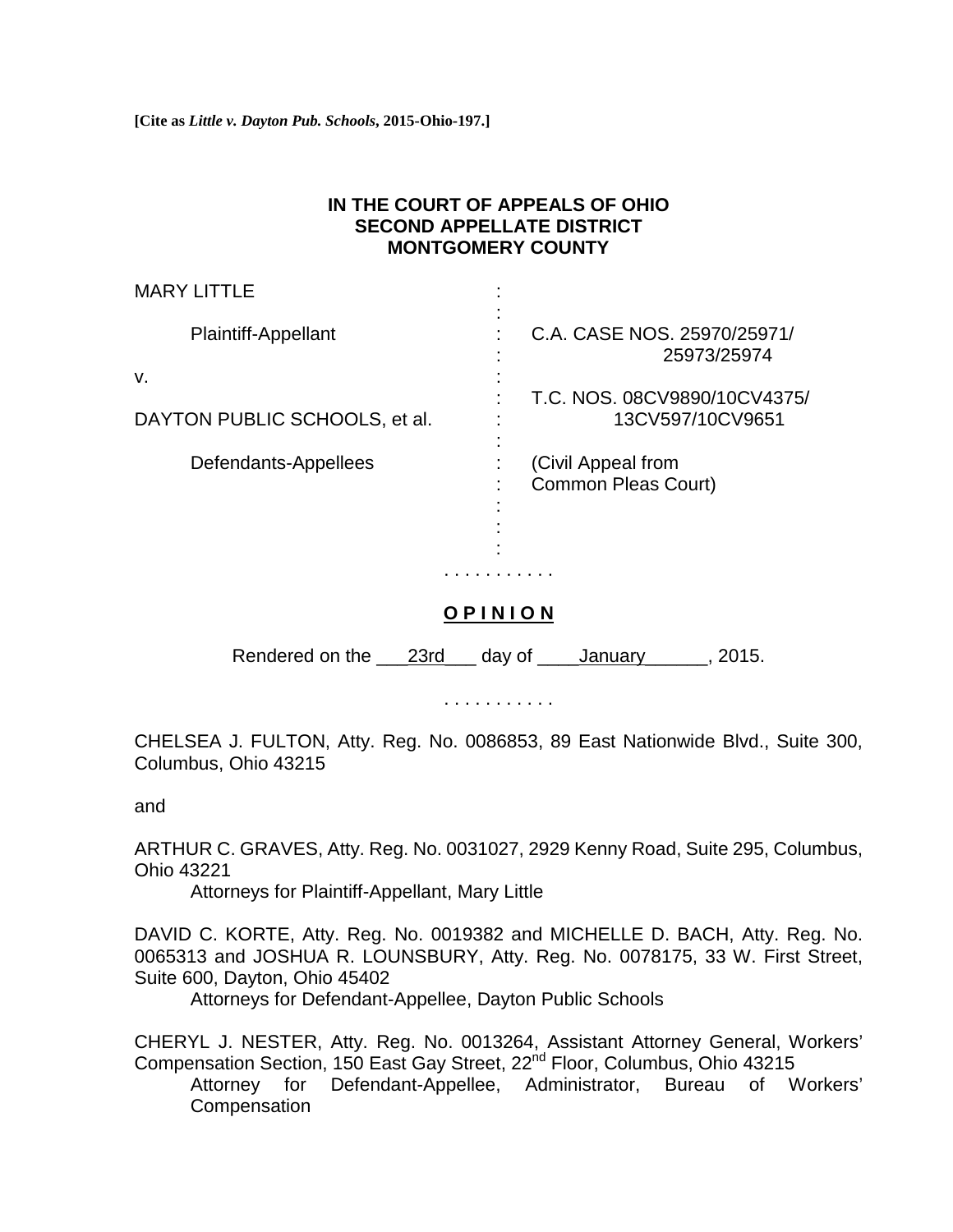**[Cite as *Little v. Dayton Pub. Schools*, 2015-Ohio-197.]**

**IN THE COURT OF APPEALS OF OHIO**
**SECOND APPELLATE DISTRICT**
**MONTGOMERY COUNTY**

| | | |
|---|---|---|
| MARY LITTLE | : | |
| | : | |
| Plaintiff-Appellant | : | C.A. CASE NOS. 25970/25971/ |
| | : | 25973/25974 |
| v. | : | |
| | : | T.C. NOS. 08CV9890/10CV4375/ |
| DAYTON PUBLIC SCHOOLS, et al. | : | 13CV597/10CV9651 |
| | : | |
| Defendants-Appellees | : | (Civil Appeal from |
| | : | Common Pleas Court) |

. . . . . . . . . . .

**<u>O P I N I O N</u>**

Rendered on the \_\_\_23rd\_\_\_ day of \_\_\_\_January\_\_\_\_\_\_, 2015.

. . . . . . . . . . .

CHELSEA J. FULTON, Atty. Reg. No. 0086853, 89 East Nationwide Blvd., Suite 300, Columbus, Ohio 43215

and

ARTHUR C. GRAVES, Atty. Reg. No. 0031027, 2929 Kenny Road, Suite 295, Columbus, Ohio 43221
Attorneys for Plaintiff-Appellant, Mary Little

DAVID C. KORTE, Atty. Reg. No. 0019382 and MICHELLE D. BACH, Atty. Reg. No. 0065313 and JOSHUA R. LOUNSBURY, Atty. Reg. No. 0078175, 33 W. First Street, Suite 600, Dayton, Ohio 45402
Attorneys for Defendant-Appellee, Dayton Public Schools

CHERYL J. NESTER, Atty. Reg. No. 0013264, Assistant Attorney General, Workers' Compensation Section, 150 East Gay Street, 22nd Floor, Columbus, Ohio 43215
Attorney for Defendant-Appellee, Administrator, Bureau of Workers' Compensation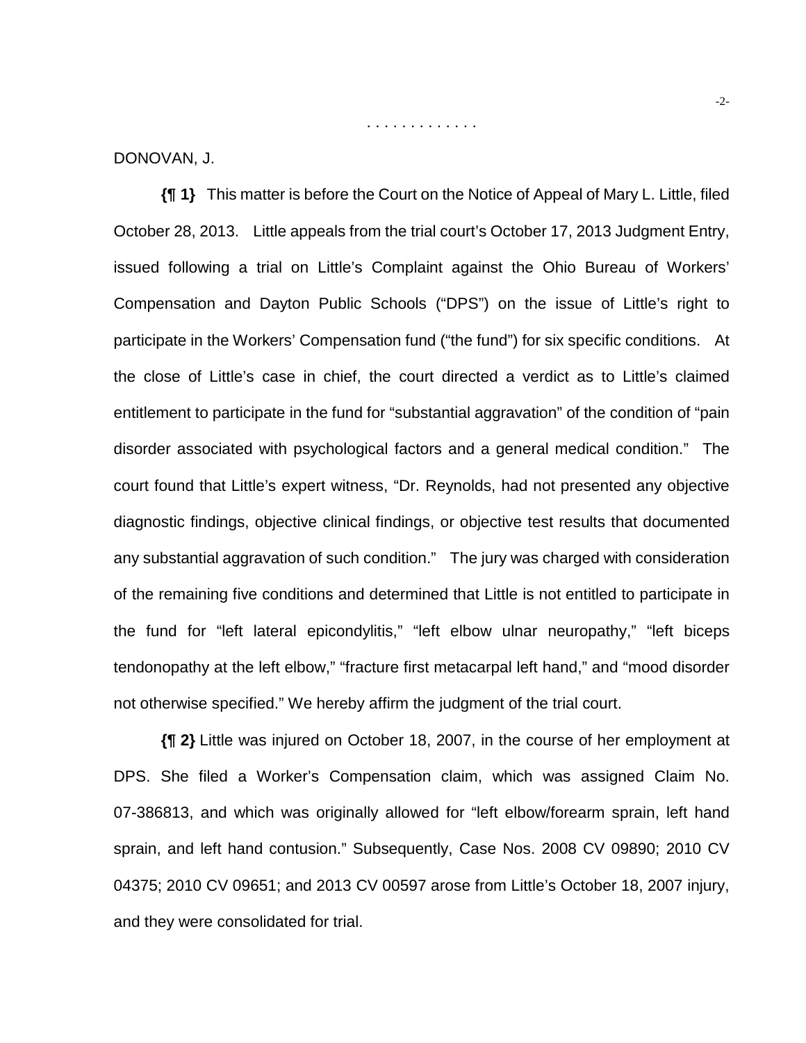. . . . . . . . . . . . .

DONOVAN, J.

**{¶ 1}** This matter is before the Court on the Notice of Appeal of Mary L. Little, filed October 28, 2013. Little appeals from the trial court's October 17, 2013 Judgment Entry, issued following a trial on Little's Complaint against the Ohio Bureau of Workers' Compensation and Dayton Public Schools ("DPS") on the issue of Little's right to participate in the Workers' Compensation fund ("the fund") for six specific conditions. At the close of Little's case in chief, the court directed a verdict as to Little's claimed entitlement to participate in the fund for "substantial aggravation" of the condition of "pain disorder associated with psychological factors and a general medical condition." The court found that Little's expert witness, "Dr. Reynolds, had not presented any objective diagnostic findings, objective clinical findings, or objective test results that documented any substantial aggravation of such condition." The jury was charged with consideration of the remaining five conditions and determined that Little is not entitled to participate in the fund for "left lateral epicondylitis," "left elbow ulnar neuropathy," "left biceps tendonopathy at the left elbow," "fracture first metacarpal left hand," and "mood disorder not otherwise specified." We hereby affirm the judgment of the trial court.

**{¶ 2}** Little was injured on October 18, 2007, in the course of her employment at DPS. She filed a Worker's Compensation claim, which was assigned Claim No. 07-386813, and which was originally allowed for "left elbow/forearm sprain, left hand sprain, and left hand contusion." Subsequently, Case Nos. 2008 CV 09890; 2010 CV 04375; 2010 CV 09651; and 2013 CV 00597 arose from Little's October 18, 2007 injury, and they were consolidated for trial.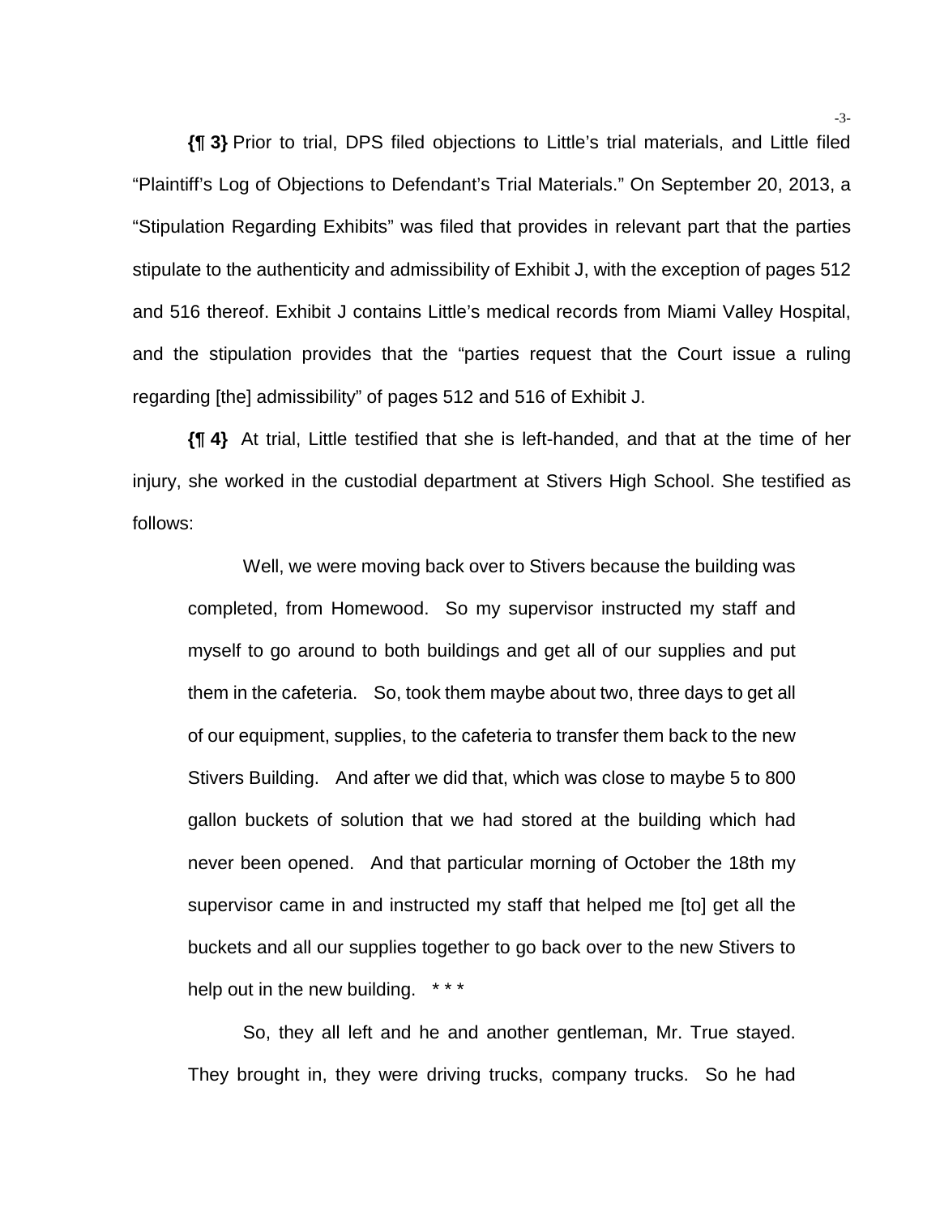**{¶ 3}** Prior to trial, DPS filed objections to Little's trial materials, and Little filed "Plaintiff's Log of Objections to Defendant's Trial Materials." On September 20, 2013, a "Stipulation Regarding Exhibits" was filed that provides in relevant part that the parties stipulate to the authenticity and admissibility of Exhibit J, with the exception of pages 512 and 516 thereof. Exhibit J contains Little's medical records from Miami Valley Hospital, and the stipulation provides that the "parties request that the Court issue a ruling regarding [the] admissibility" of pages 512 and 516 of Exhibit J.

**{¶ 4}** At trial, Little testified that she is left-handed, and that at the time of her injury, she worked in the custodial department at Stivers High School. She testified as follows:

> Well, we were moving back over to Stivers because the building was completed, from Homewood. So my supervisor instructed my staff and myself to go around to both buildings and get all of our supplies and put them in the cafeteria. So, took them maybe about two, three days to get all of our equipment, supplies, to the cafeteria to transfer them back to the new Stivers Building. And after we did that, which was close to maybe 5 to 800 gallon buckets of solution that we had stored at the building which had never been opened. And that particular morning of October the 18th my supervisor came in and instructed my staff that helped me [to] get all the buckets and all our supplies together to go back over to the new Stivers to help out in the new building. * * *
>
> So, they all left and he and another gentleman, Mr. True stayed. They brought in, they were driving trucks, company trucks. So he had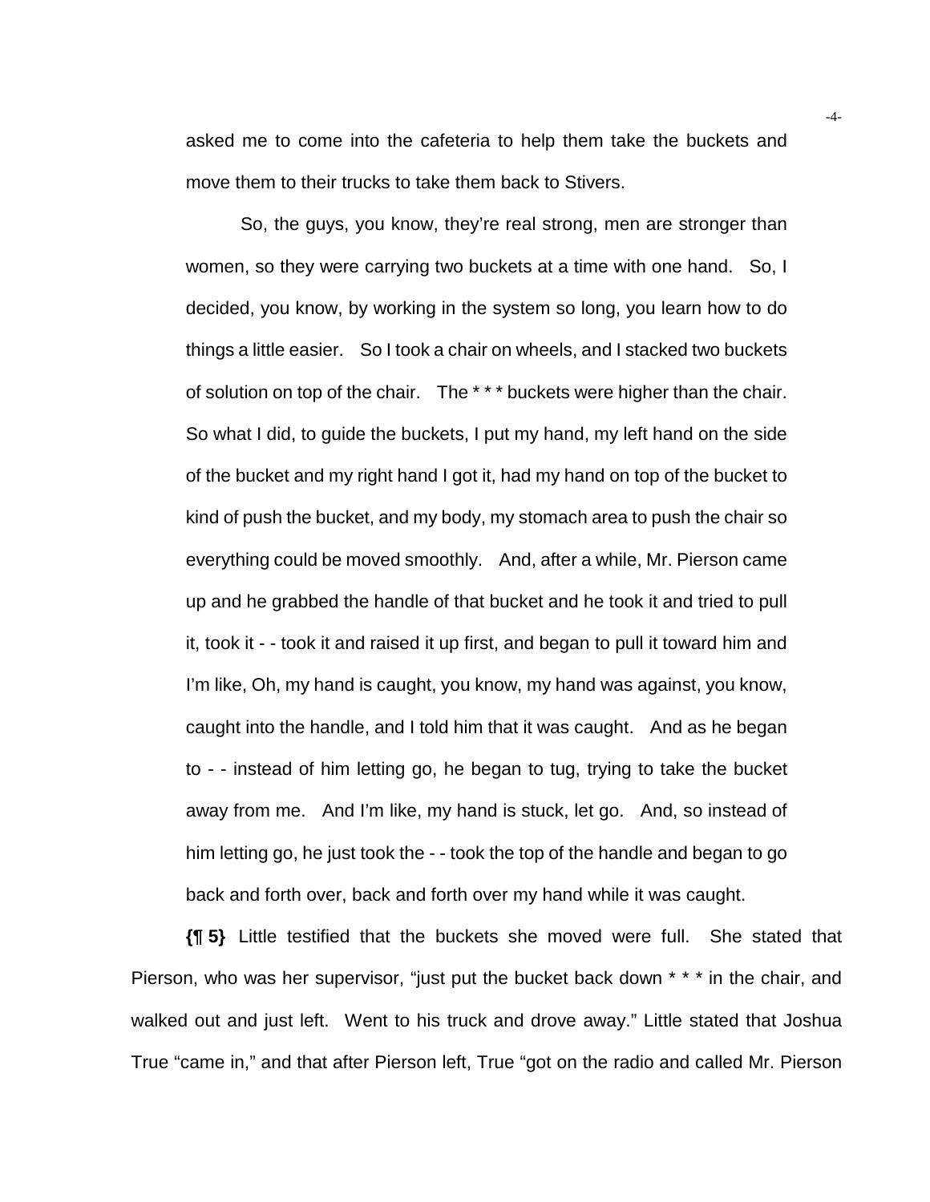asked me to come into the cafeteria to help them take the buckets and move them to their trucks to take them back to Stivers.

> So, the guys, you know, they're real strong, men are stronger than women, so they were carrying two buckets at a time with one hand. So, I decided, you know, by working in the system so long, you learn how to do things a little easier. So I took a chair on wheels, and I stacked two buckets of solution on top of the chair. The * * * buckets were higher than the chair. So what I did, to guide the buckets, I put my hand, my left hand on the side of the bucket and my right hand I got it, had my hand on top of the bucket to kind of push the bucket, and my body, my stomach area to push the chair so everything could be moved smoothly. And, after a while, Mr. Pierson came up and he grabbed the handle of that bucket and he took it and tried to pull it, took it - - took it and raised it up first, and began to pull it toward him and I'm like, Oh, my hand is caught, you know, my hand was against, you know, caught into the handle, and I told him that it was caught. And as he began to - - instead of him letting go, he began to tug, trying to take the bucket away from me. And I'm like, my hand is stuck, let go. And, so instead of him letting go, he just took the - - took the top of the handle and began to go back and forth over, back and forth over my hand while it was caught.

**{¶ 5}** Little testified that the buckets she moved were full. She stated that Pierson, who was her supervisor, "just put the bucket back down * * * in the chair, and walked out and just left. Went to his truck and drove away." Little stated that Joshua True "came in," and that after Pierson left, True "got on the radio and called Mr. Pierson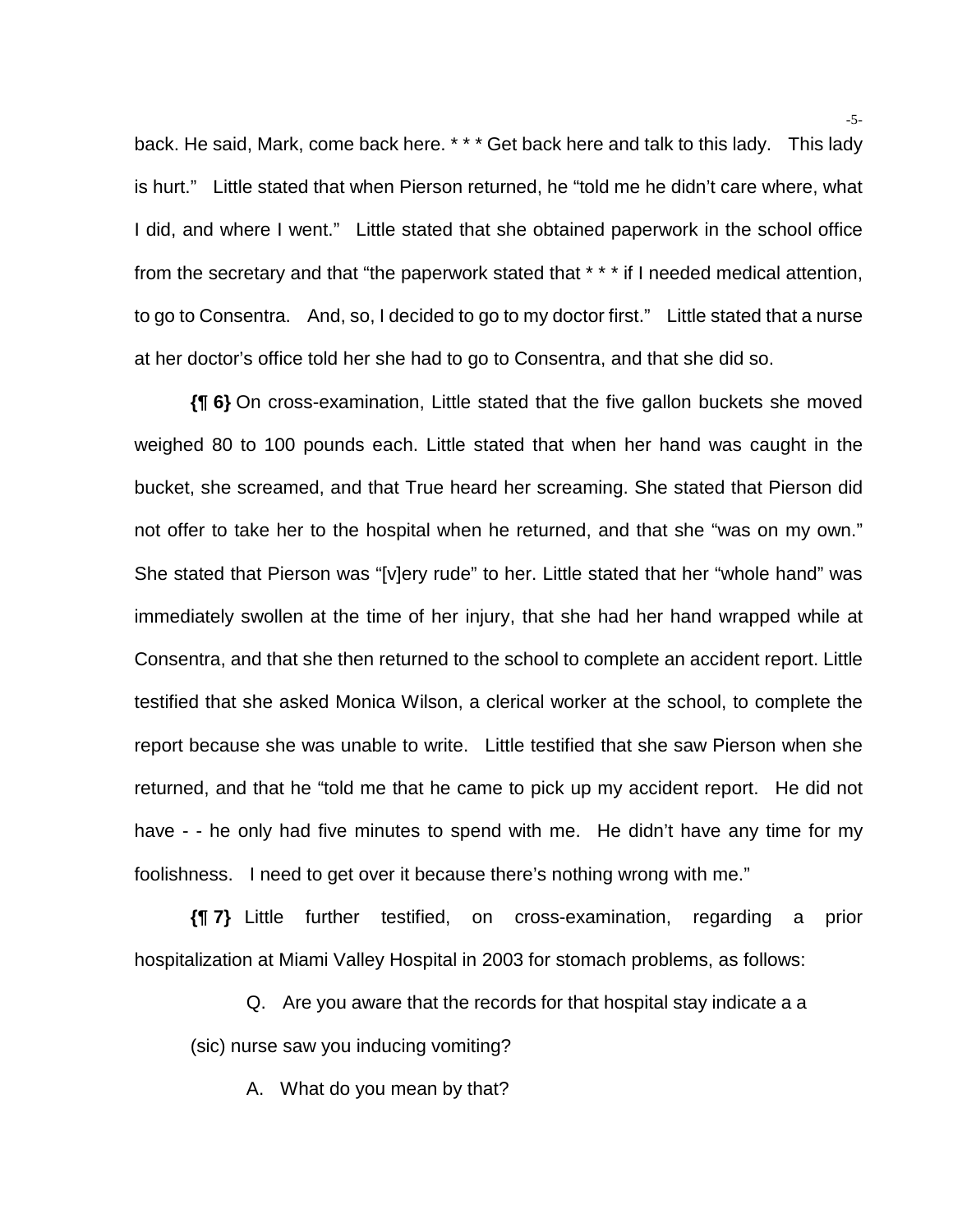back. He said, Mark, come back here. * * * Get back here and talk to this lady. This lady is hurt." Little stated that when Pierson returned, he "told me he didn't care where, what I did, and where I went." Little stated that she obtained paperwork in the school office from the secretary and that "the paperwork stated that * * * if I needed medical attention, to go to Consentra. And, so, I decided to go to my doctor first." Little stated that a nurse at her doctor's office told her she had to go to Consentra, and that she did so.

**{¶ 6}** On cross-examination, Little stated that the five gallon buckets she moved weighed 80 to 100 pounds each. Little stated that when her hand was caught in the bucket, she screamed, and that True heard her screaming. She stated that Pierson did not offer to take her to the hospital when he returned, and that she "was on my own." She stated that Pierson was "[v]ery rude" to her. Little stated that her "whole hand" was immediately swollen at the time of her injury, that she had her hand wrapped while at Consentra, and that she then returned to the school to complete an accident report. Little testified that she asked Monica Wilson, a clerical worker at the school, to complete the report because she was unable to write. Little testified that she saw Pierson when she returned, and that he "told me that he came to pick up my accident report. He did not have - - he only had five minutes to spend with me. He didn't have any time for my foolishness. I need to get over it because there's nothing wrong with me."

**{¶ 7}** Little further testified, on cross-examination, regarding a prior hospitalization at Miami Valley Hospital in 2003 for stomach problems, as follows:

> Q. Are you aware that the records for that hospital stay indicate a a (sic) nurse saw you inducing vomiting?
>
> A. What do you mean by that?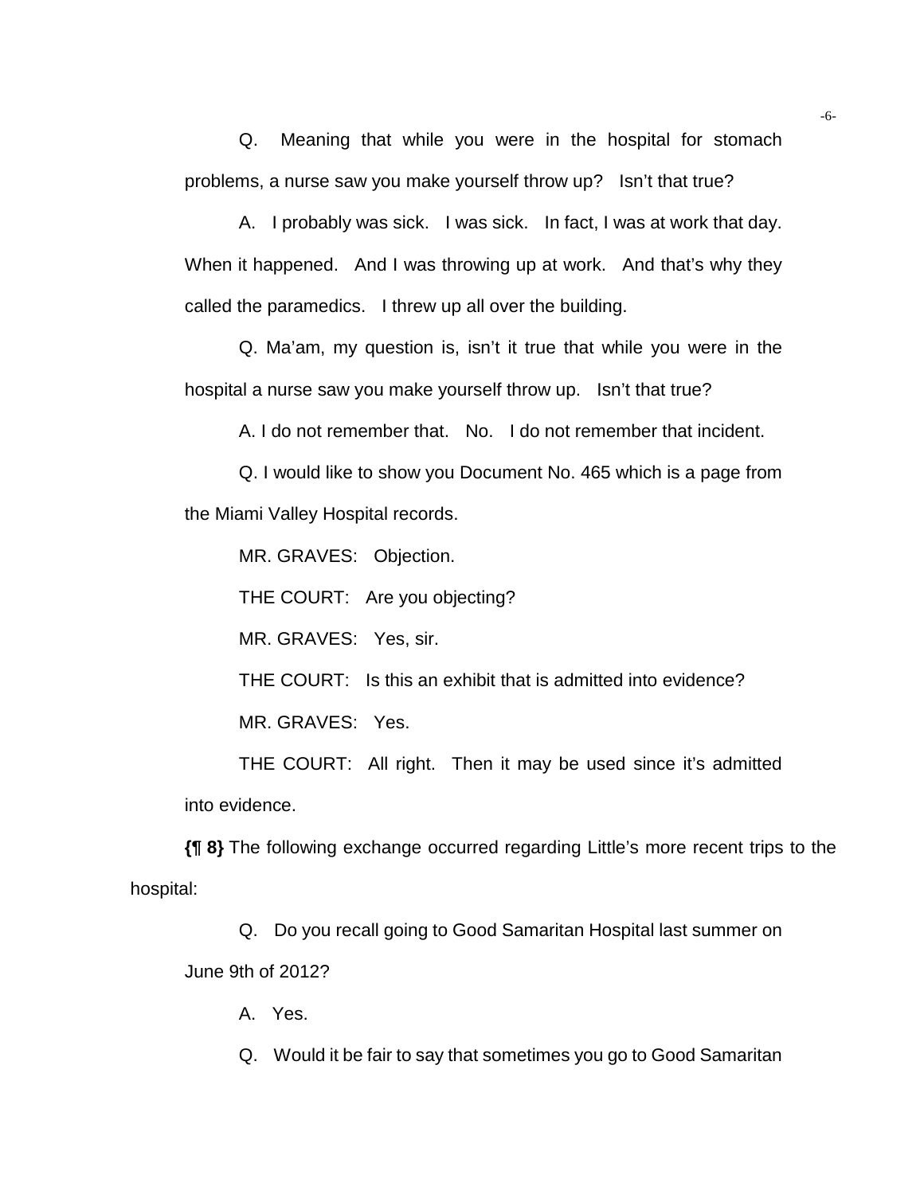Q. Meaning that while you were in the hospital for stomach problems, a nurse saw you make yourself throw up? Isn't that true?

A. I probably was sick. I was sick. In fact, I was at work that day. When it happened. And I was throwing up at work. And that's why they called the paramedics. I threw up all over the building.

Q. Ma'am, my question is, isn't it true that while you were in the hospital a nurse saw you make yourself throw up. Isn't that true?

A. I do not remember that. No. I do not remember that incident.

Q. I would like to show you Document No. 465 which is a page from the Miami Valley Hospital records.

MR. GRAVES: Objection.

THE COURT: Are you objecting?

MR. GRAVES: Yes, sir.

THE COURT: Is this an exhibit that is admitted into evidence?

MR. GRAVES: Yes.

THE COURT: All right. Then it may be used since it's admitted into evidence.

**{¶ 8}** The following exchange occurred regarding Little's more recent trips to the hospital:

Q. Do you recall going to Good Samaritan Hospital last summer on June 9th of 2012?

A. Yes.

Q. Would it be fair to say that sometimes you go to Good Samaritan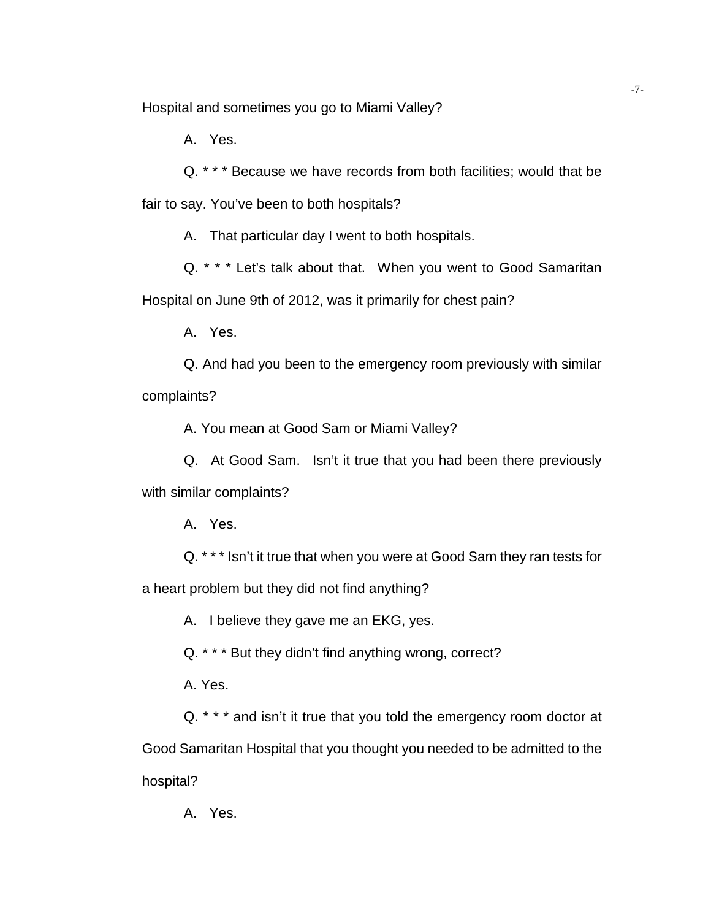Hospital and sometimes you go to Miami Valley?

A. Yes.

Q. * * * Because we have records from both facilities; would that be fair to say. You've been to both hospitals?

A. That particular day I went to both hospitals.

Q. * * * Let's talk about that. When you went to Good Samaritan Hospital on June 9th of 2012, was it primarily for chest pain?

A. Yes.

Q. And had you been to the emergency room previously with similar complaints?

A. You mean at Good Sam or Miami Valley?

Q. At Good Sam. Isn't it true that you had been there previously with similar complaints?

A. Yes.

Q. * * * Isn't it true that when you were at Good Sam they ran tests for a heart problem but they did not find anything?

A. I believe they gave me an EKG, yes.

Q. * * * But they didn't find anything wrong, correct?

A. Yes.

Q. * * * and isn't it true that you told the emergency room doctor at Good Samaritan Hospital that you thought you needed to be admitted to the hospital?

A. Yes.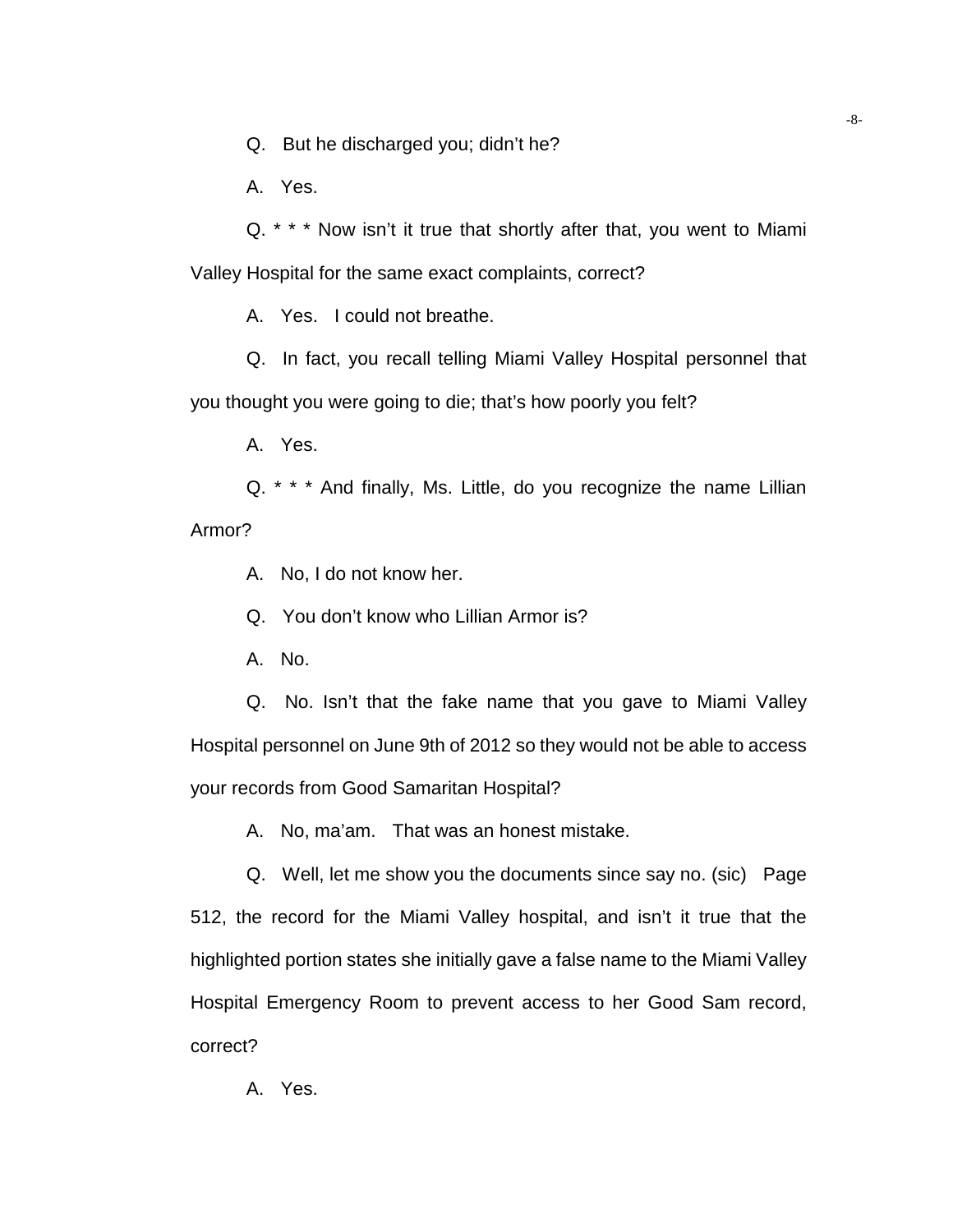Q. But he discharged you; didn't he?

A. Yes.

Q. * * * Now isn't it true that shortly after that, you went to Miami Valley Hospital for the same exact complaints, correct?

A. Yes. I could not breathe.

Q. In fact, you recall telling Miami Valley Hospital personnel that you thought you were going to die; that's how poorly you felt?

A. Yes.

Q. * * * And finally, Ms. Little, do you recognize the name Lillian Armor?

A. No, I do not know her.

Q. You don't know who Lillian Armor is?

A. No.

Q. No. Isn't that the fake name that you gave to Miami Valley Hospital personnel on June 9th of 2012 so they would not be able to access your records from Good Samaritan Hospital?

A. No, ma'am. That was an honest mistake.

Q. Well, let me show you the documents since say no. (sic) Page 512, the record for the Miami Valley hospital, and isn't it true that the highlighted portion states she initially gave a false name to the Miami Valley Hospital Emergency Room to prevent access to her Good Sam record, correct?

A. Yes.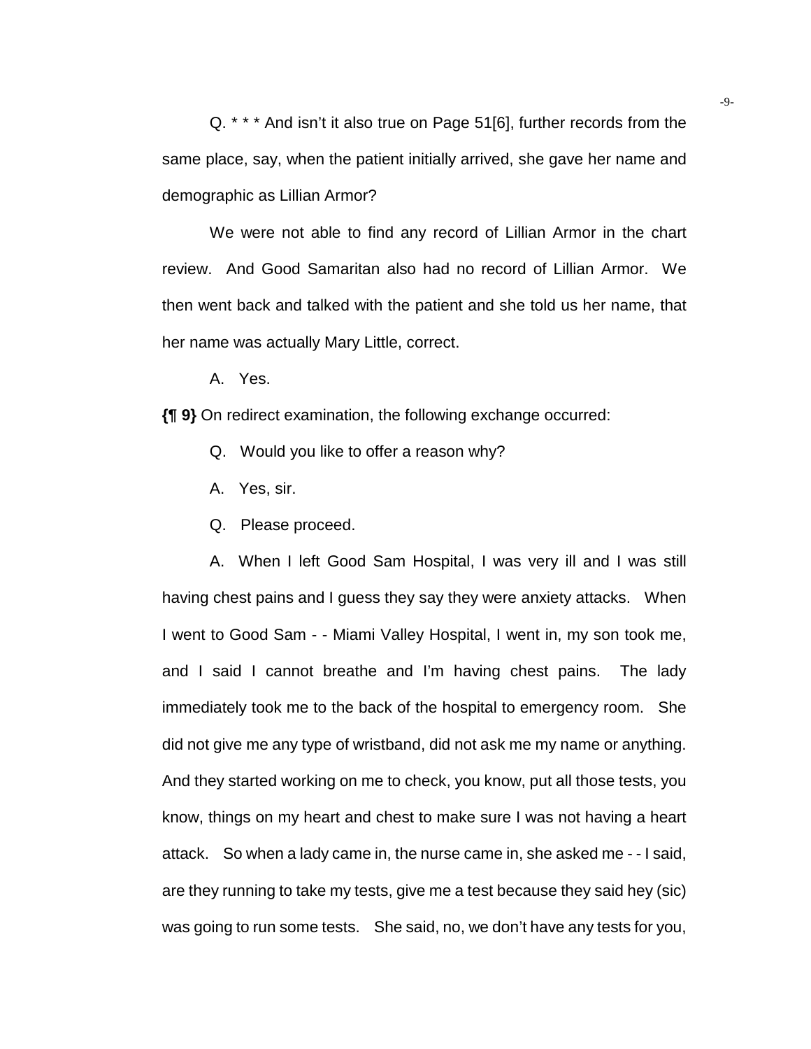Q. * * * And isn't it also true on Page 51[6], further records from the same place, say, when the patient initially arrived, she gave her name and demographic as Lillian Armor?

We were not able to find any record of Lillian Armor in the chart review. And Good Samaritan also had no record of Lillian Armor. We then went back and talked with the patient and she told us her name, that her name was actually Mary Little, correct.

A. Yes.

**{¶ 9}** On redirect examination, the following exchange occurred:

Q. Would you like to offer a reason why?

A. Yes, sir.

Q. Please proceed.

A. When I left Good Sam Hospital, I was very ill and I was still having chest pains and I guess they say they were anxiety attacks. When I went to Good Sam - - Miami Valley Hospital, I went in, my son took me, and I said I cannot breathe and I'm having chest pains. The lady immediately took me to the back of the hospital to emergency room. She did not give me any type of wristband, did not ask me my name or anything. And they started working on me to check, you know, put all those tests, you know, things on my heart and chest to make sure I was not having a heart attack. So when a lady came in, the nurse came in, she asked me - - I said, are they running to take my tests, give me a test because they said hey (sic) was going to run some tests. She said, no, we don't have any tests for you,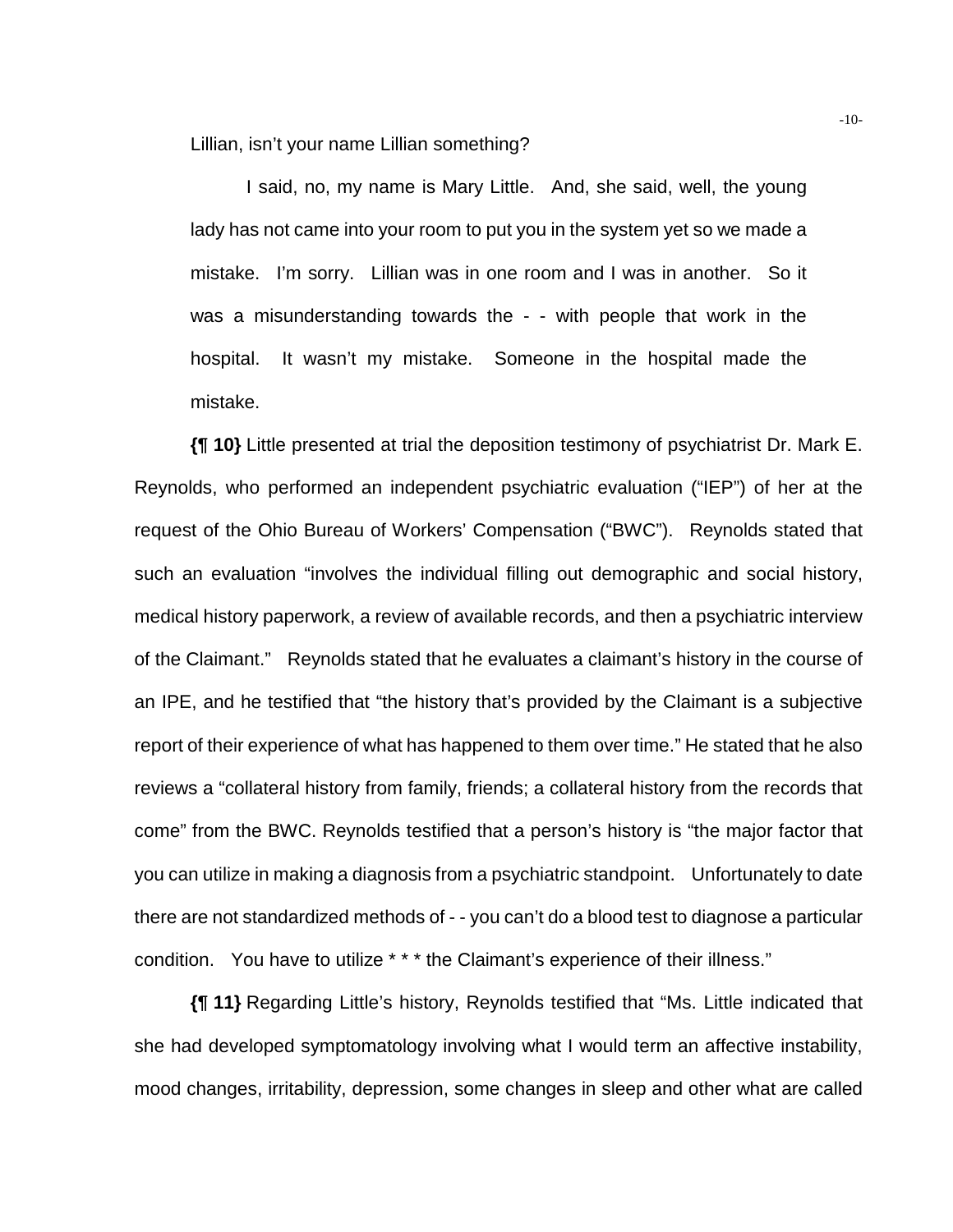Lillian, isn't your name Lillian something?

> I said, no, my name is Mary Little. And, she said, well, the young lady has not came into your room to put you in the system yet so we made a mistake. I'm sorry. Lillian was in one room and I was in another. So it was a misunderstanding towards the - - with people that work in the hospital. It wasn't my mistake. Someone in the hospital made the mistake.

**{¶ 10}** Little presented at trial the deposition testimony of psychiatrist Dr. Mark E. Reynolds, who performed an independent psychiatric evaluation ("IEP") of her at the request of the Ohio Bureau of Workers' Compensation ("BWC"). Reynolds stated that such an evaluation "involves the individual filling out demographic and social history, medical history paperwork, a review of available records, and then a psychiatric interview of the Claimant." Reynolds stated that he evaluates a claimant's history in the course of an IPE, and he testified that "the history that's provided by the Claimant is a subjective report of their experience of what has happened to them over time." He stated that he also reviews a "collateral history from family, friends; a collateral history from the records that come" from the BWC. Reynolds testified that a person's history is "the major factor that you can utilize in making a diagnosis from a psychiatric standpoint. Unfortunately to date there are not standardized methods of - - you can't do a blood test to diagnose a particular condition. You have to utilize * * * the Claimant's experience of their illness."

**{¶ 11}** Regarding Little's history, Reynolds testified that "Ms. Little indicated that she had developed symptomatology involving what I would term an affective instability, mood changes, irritability, depression, some changes in sleep and other what are called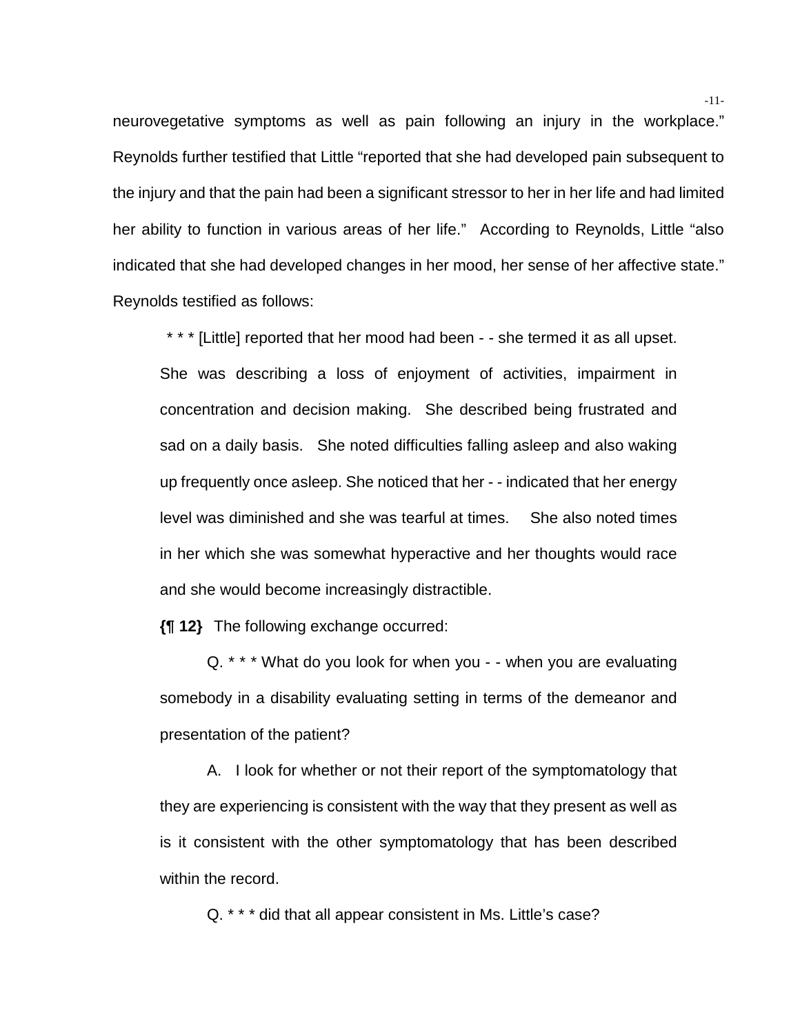neurovegetative symptoms as well as pain following an injury in the workplace." Reynolds further testified that Little "reported that she had developed pain subsequent to the injury and that the pain had been a significant stressor to her in her life and had limited her ability to function in various areas of her life." According to Reynolds, Little "also indicated that she had developed changes in her mood, her sense of her affective state." Reynolds testified as follows:

> * * * [Little] reported that her mood had been - - she termed it as all upset. She was describing a loss of enjoyment of activities, impairment in concentration and decision making. She described being frustrated and sad on a daily basis. She noted difficulties falling asleep and also waking up frequently once asleep. She noticed that her - - indicated that her energy level was diminished and she was tearful at times. She also noted times in her which she was somewhat hyperactive and her thoughts would race and she would become increasingly distractible.

**{¶ 12}** The following exchange occurred:

> Q. * * * What do you look for when you - - when you are evaluating somebody in a disability evaluating setting in terms of the demeanor and presentation of the patient?
>
> A. I look for whether or not their report of the symptomatology that they are experiencing is consistent with the way that they present as well as is it consistent with the other symptomatology that has been described within the record.
>
> Q. * * * did that all appear consistent in Ms. Little's case?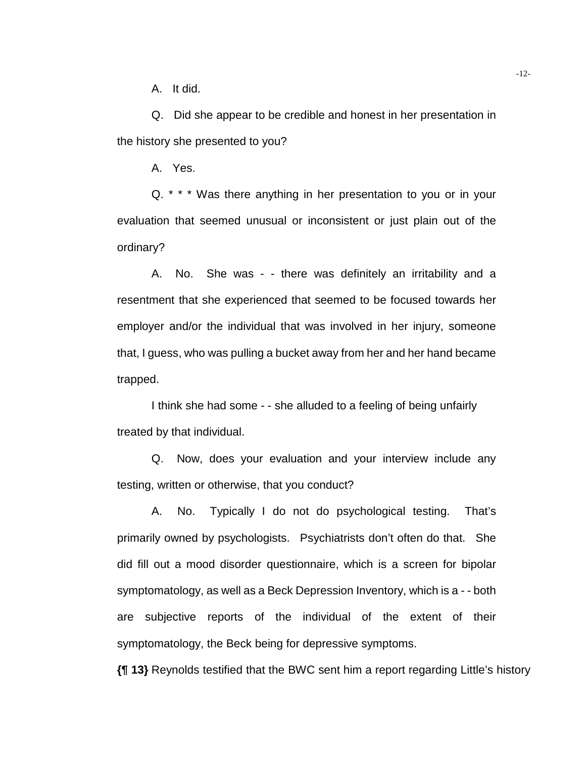A. It did.

Q. Did she appear to be credible and honest in her presentation in the history she presented to you?

A. Yes.

Q. * * * Was there anything in her presentation to you or in your evaluation that seemed unusual or inconsistent or just plain out of the ordinary?

A. No. She was - - there was definitely an irritability and a resentment that she experienced that seemed to be focused towards her employer and/or the individual that was involved in her injury, someone that, I guess, who was pulling a bucket away from her and her hand became trapped.

I think she had some - - she alluded to a feeling of being unfairly treated by that individual.

Q. Now, does your evaluation and your interview include any testing, written or otherwise, that you conduct?

A. No. Typically I do not do psychological testing. That's primarily owned by psychologists. Psychiatrists don't often do that. She did fill out a mood disorder questionnaire, which is a screen for bipolar symptomatology, as well as a Beck Depression Inventory, which is a - - both are subjective reports of the individual of the extent of their symptomatology, the Beck being for depressive symptoms.

**{¶ 13}** Reynolds testified that the BWC sent him a report regarding Little's history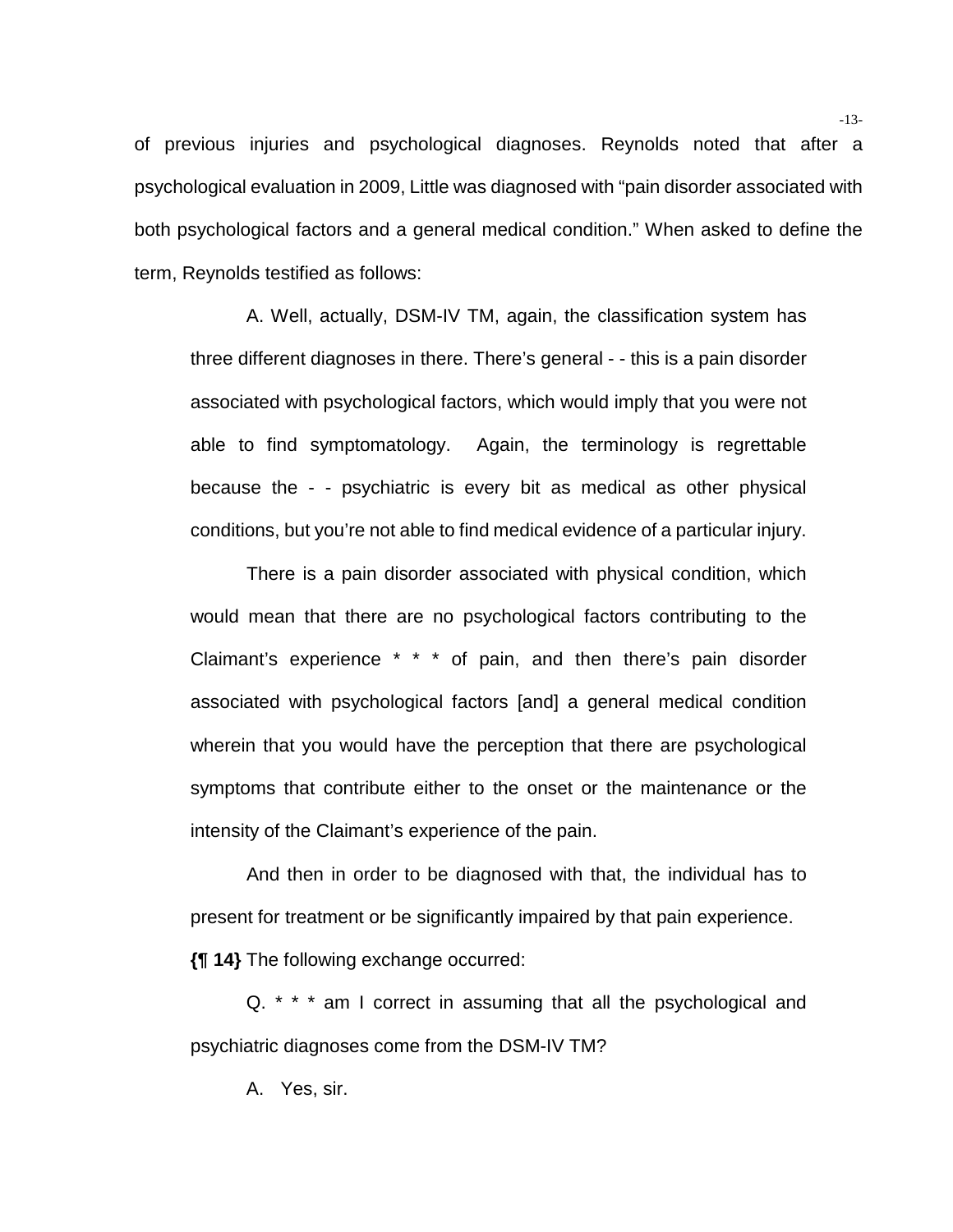of previous injuries and psychological diagnoses. Reynolds noted that after a psychological evaluation in 2009, Little was diagnosed with "pain disorder associated with both psychological factors and a general medical condition." When asked to define the term, Reynolds testified as follows:

> A. Well, actually, DSM-IV TM, again, the classification system has three different diagnoses in there. There's general - - this is a pain disorder associated with psychological factors, which would imply that you were not able to find symptomatology. Again, the terminology is regrettable because the - - psychiatric is every bit as medical as other physical conditions, but you're not able to find medical evidence of a particular injury.
>
> There is a pain disorder associated with physical condition, which would mean that there are no psychological factors contributing to the Claimant's experience * * * of pain, and then there's pain disorder associated with psychological factors [and] a general medical condition wherein that you would have the perception that there are psychological symptoms that contribute either to the onset or the maintenance or the intensity of the Claimant's experience of the pain.
>
> And then in order to be diagnosed with that, the individual has to present for treatment or be significantly impaired by that pain experience.

**{¶ 14}** The following exchange occurred:

> Q. * * * am I correct in assuming that all the psychological and psychiatric diagnoses come from the DSM-IV TM?
>
> A. Yes, sir.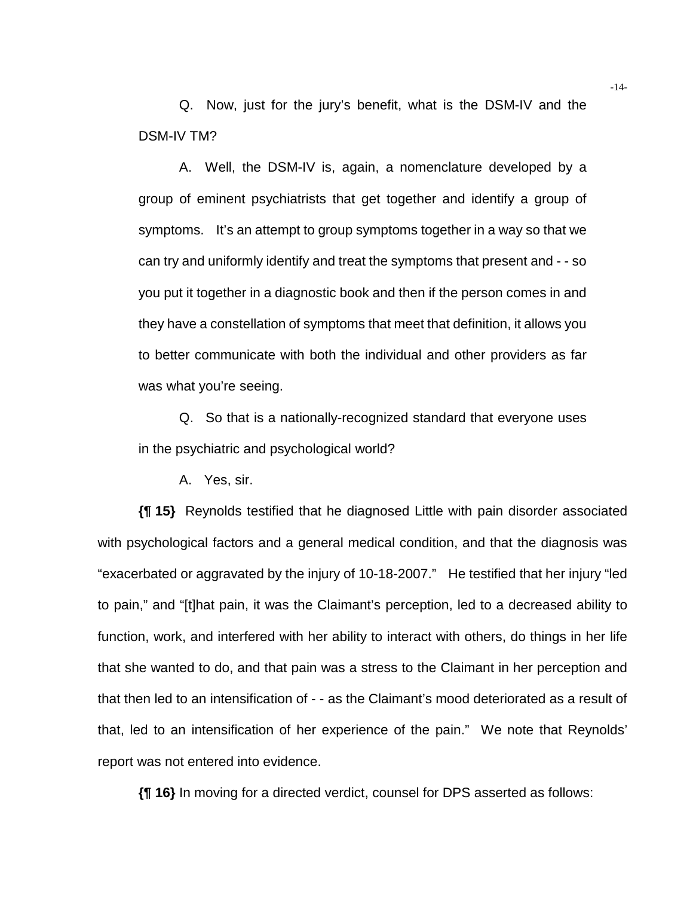Q. Now, just for the jury's benefit, what is the DSM-IV and the DSM-IV TM?

A. Well, the DSM-IV is, again, a nomenclature developed by a group of eminent psychiatrists that get together and identify a group of symptoms. It's an attempt to group symptoms together in a way so that we can try and uniformly identify and treat the symptoms that present and - - so you put it together in a diagnostic book and then if the person comes in and they have a constellation of symptoms that meet that definition, it allows you to better communicate with both the individual and other providers as far was what you're seeing.

Q. So that is a nationally-recognized standard that everyone uses in the psychiatric and psychological world?

A. Yes, sir.

**{¶ 15}** Reynolds testified that he diagnosed Little with pain disorder associated with psychological factors and a general medical condition, and that the diagnosis was "exacerbated or aggravated by the injury of 10-18-2007." He testified that her injury "led to pain," and "[t]hat pain, it was the Claimant's perception, led to a decreased ability to function, work, and interfered with her ability to interact with others, do things in her life that she wanted to do, and that pain was a stress to the Claimant in her perception and that then led to an intensification of - - as the Claimant's mood deteriorated as a result of that, led to an intensification of her experience of the pain." We note that Reynolds' report was not entered into evidence.

**{¶ 16}** In moving for a directed verdict, counsel for DPS asserted as follows: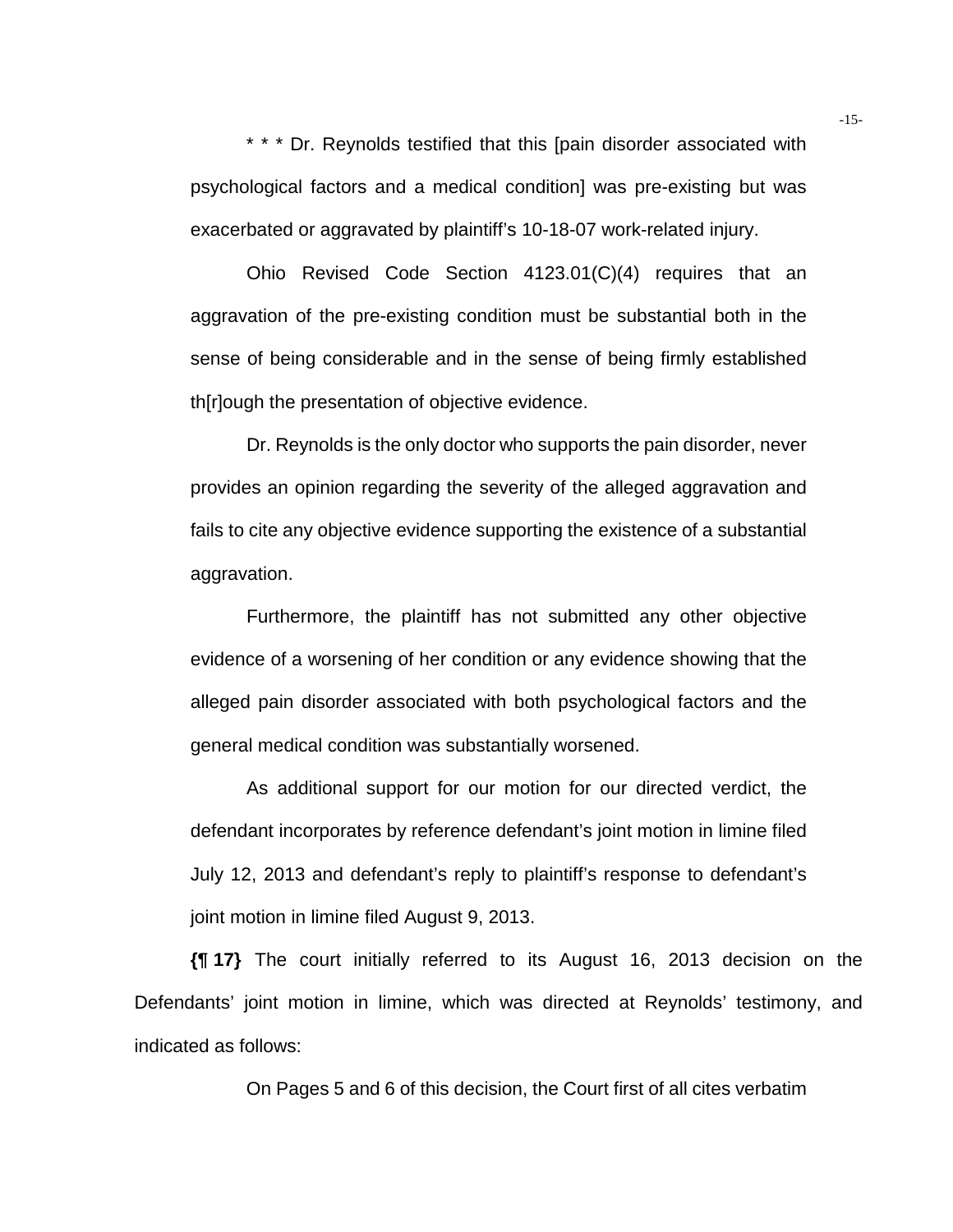* * * Dr. Reynolds testified that this [pain disorder associated with psychological factors and a medical condition] was pre-existing but was exacerbated or aggravated by plaintiff's 10-18-07 work-related injury.

Ohio Revised Code Section 4123.01(C)(4) requires that an aggravation of the pre-existing condition must be substantial both in the sense of being considerable and in the sense of being firmly established th[r]ough the presentation of objective evidence.

Dr. Reynolds is the only doctor who supports the pain disorder, never provides an opinion regarding the severity of the alleged aggravation and fails to cite any objective evidence supporting the existence of a substantial aggravation.

Furthermore, the plaintiff has not submitted any other objective evidence of a worsening of her condition or any evidence showing that the alleged pain disorder associated with both psychological factors and the general medical condition was substantially worsened.

As additional support for our motion for our directed verdict, the defendant incorporates by reference defendant's joint motion in limine filed July 12, 2013 and defendant's reply to plaintiff's response to defendant's joint motion in limine filed August 9, 2013.

**{¶ 17}** The court initially referred to its August 16, 2013 decision on the Defendants' joint motion in limine, which was directed at Reynolds' testimony, and indicated as follows:

On Pages 5 and 6 of this decision, the Court first of all cites verbatim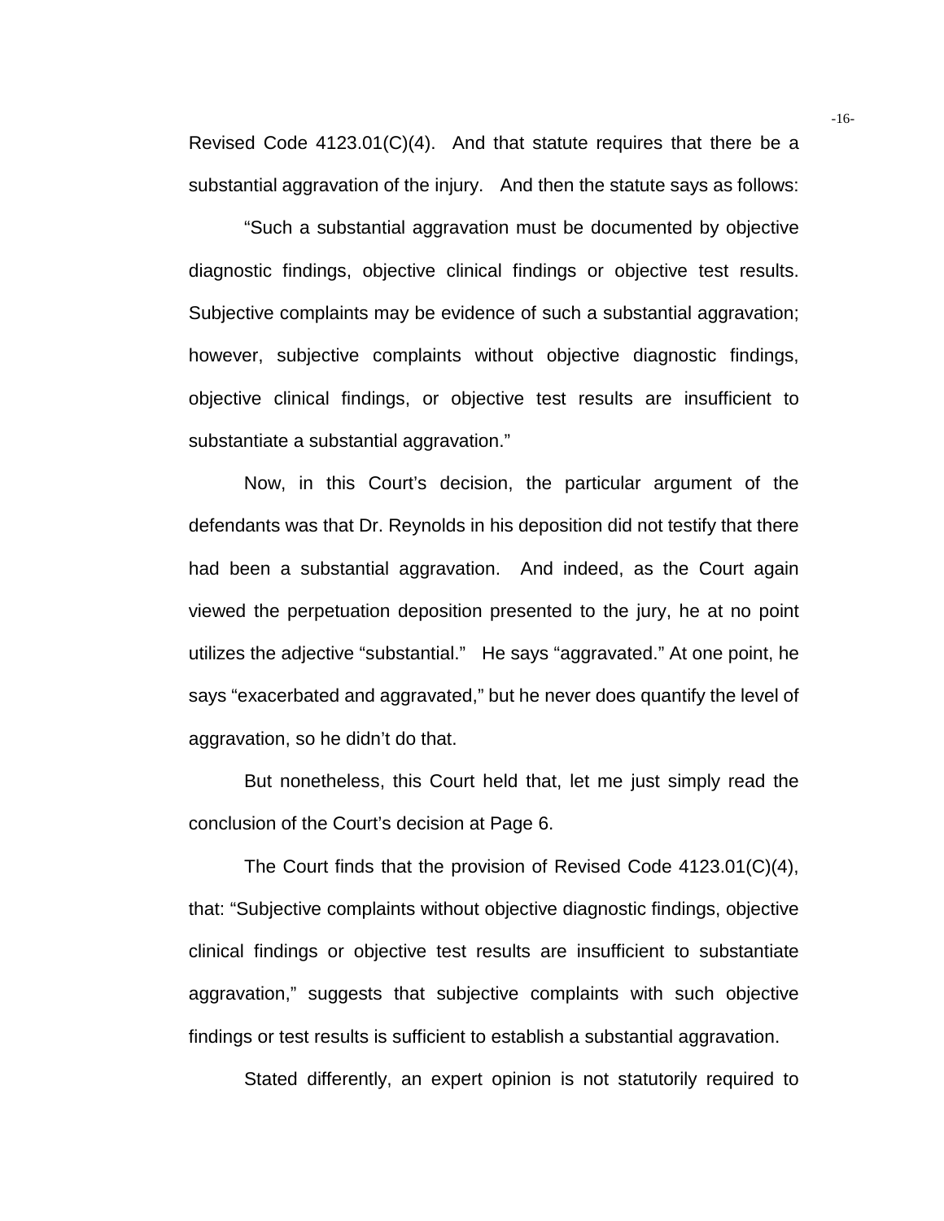Revised Code 4123.01(C)(4). And that statute requires that there be a substantial aggravation of the injury. And then the statute says as follows:

"Such a substantial aggravation must be documented by objective diagnostic findings, objective clinical findings or objective test results. Subjective complaints may be evidence of such a substantial aggravation; however, subjective complaints without objective diagnostic findings, objective clinical findings, or objective test results are insufficient to substantiate a substantial aggravation."

Now, in this Court's decision, the particular argument of the defendants was that Dr. Reynolds in his deposition did not testify that there had been a substantial aggravation. And indeed, as the Court again viewed the perpetuation deposition presented to the jury, he at no point utilizes the adjective "substantial." He says "aggravated." At one point, he says "exacerbated and aggravated," but he never does quantify the level of aggravation, so he didn't do that.

But nonetheless, this Court held that, let me just simply read the conclusion of the Court's decision at Page 6.

The Court finds that the provision of Revised Code 4123.01(C)(4), that: "Subjective complaints without objective diagnostic findings, objective clinical findings or objective test results are insufficient to substantiate aggravation," suggests that subjective complaints with such objective findings or test results is sufficient to establish a substantial aggravation.

Stated differently, an expert opinion is not statutorily required to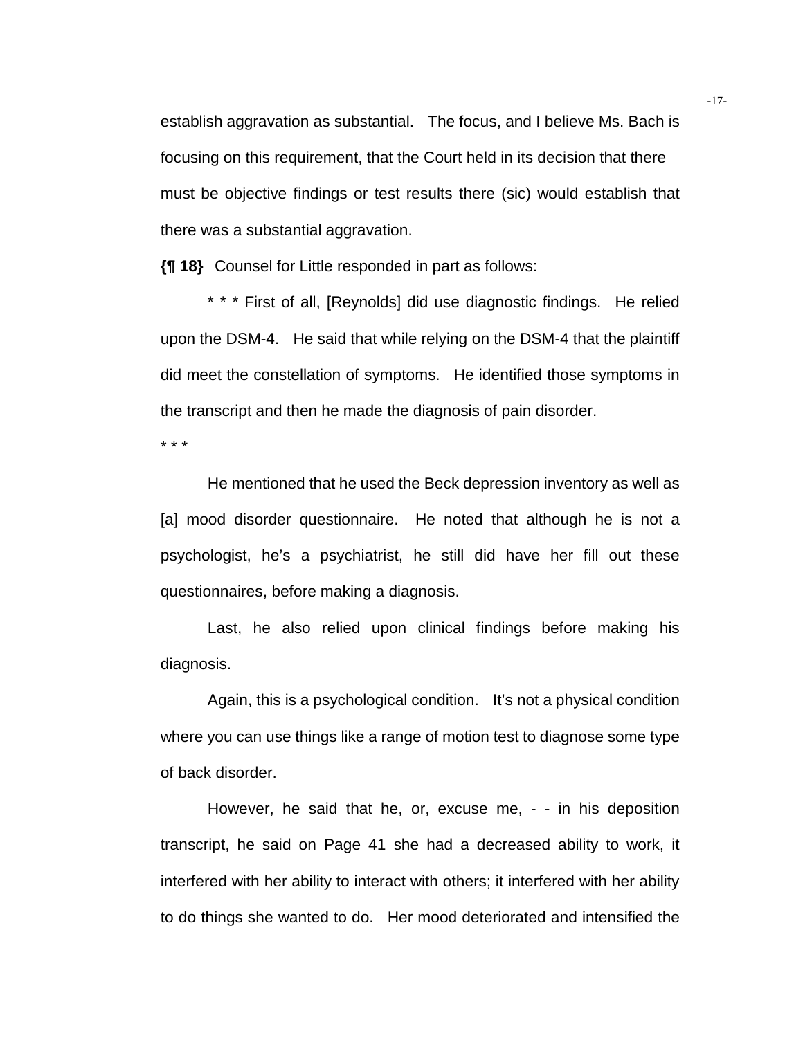establish aggravation as substantial. The focus, and I believe Ms. Bach is focusing on this requirement, that the Court held in its decision that there must be objective findings or test results there (sic) would establish that there was a substantial aggravation.

**{¶ 18}** Counsel for Little responded in part as follows:

> * * * First of all, [Reynolds] did use diagnostic findings. He relied upon the DSM-4. He said that while relying on the DSM-4 that the plaintiff did meet the constellation of symptoms. He identified those symptoms in the transcript and then he made the diagnosis of pain disorder.
>
> * * *
>
> He mentioned that he used the Beck depression inventory as well as [a] mood disorder questionnaire. He noted that although he is not a psychologist, he's a psychiatrist, he still did have her fill out these questionnaires, before making a diagnosis.
>
> Last, he also relied upon clinical findings before making his diagnosis.
>
> Again, this is a psychological condition. It's not a physical condition where you can use things like a range of motion test to diagnose some type of back disorder.
>
> However, he said that he, or, excuse me, - - in his deposition transcript, he said on Page 41 she had a decreased ability to work, it interfered with her ability to interact with others; it interfered with her ability to do things she wanted to do. Her mood deteriorated and intensified the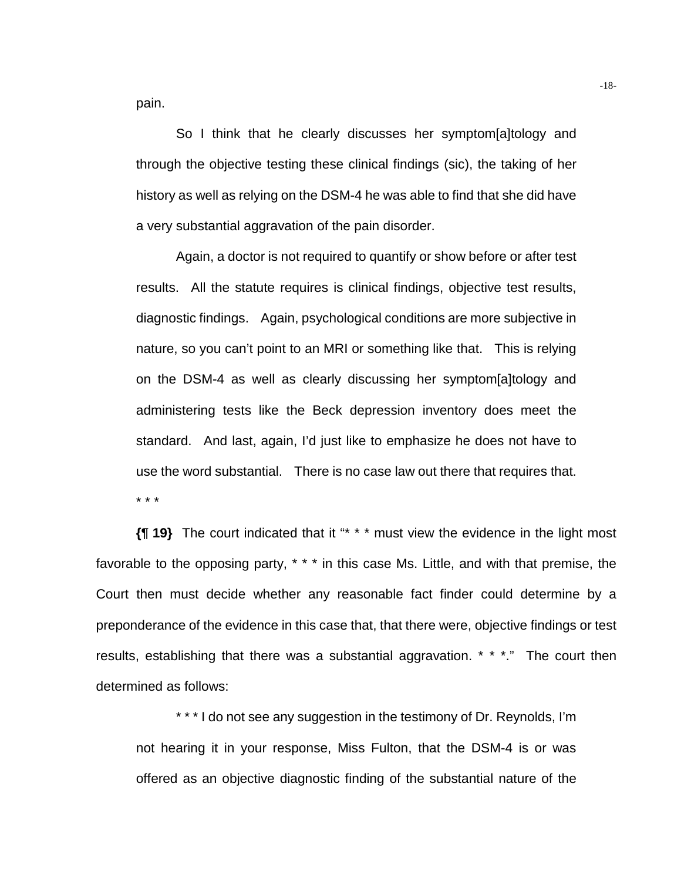pain.

> So I think that he clearly discusses her symptom[a]tology and through the objective testing these clinical findings (sic), the taking of her history as well as relying on the DSM-4 he was able to find that she did have a very substantial aggravation of the pain disorder.
>
> Again, a doctor is not required to quantify or show before or after test results. All the statute requires is clinical findings, objective test results, diagnostic findings. Again, psychological conditions are more subjective in nature, so you can't point to an MRI or something like that. This is relying on the DSM-4 as well as clearly discussing her symptom[a]tology and administering tests like the Beck depression inventory does meet the standard. And last, again, I'd just like to emphasize he does not have to use the word substantial. There is no case law out there that requires that. * * *

**{¶ 19}** The court indicated that it "* * * must view the evidence in the light most favorable to the opposing party, * * * in this case Ms. Little, and with that premise, the Court then must decide whether any reasonable fact finder could determine by a preponderance of the evidence in this case that, that there were, objective findings or test results, establishing that there was a substantial aggravation. * * *." The court then determined as follows:

> * * * I do not see any suggestion in the testimony of Dr. Reynolds, I'm not hearing it in your response, Miss Fulton, that the DSM-4 is or was offered as an objective diagnostic finding of the substantial nature of the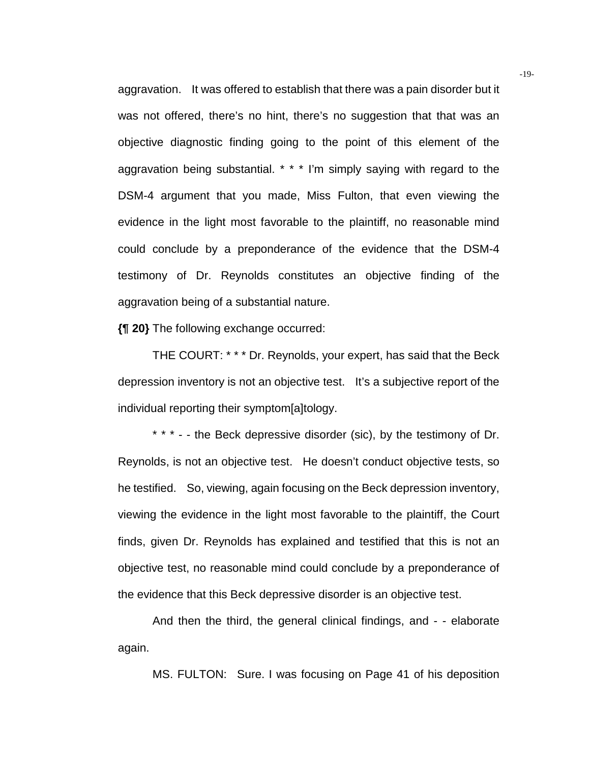aggravation. It was offered to establish that there was a pain disorder but it was not offered, there's no hint, there's no suggestion that that was an objective diagnostic finding going to the point of this element of the aggravation being substantial. * * * I'm simply saying with regard to the DSM-4 argument that you made, Miss Fulton, that even viewing the evidence in the light most favorable to the plaintiff, no reasonable mind could conclude by a preponderance of the evidence that the DSM-4 testimony of Dr. Reynolds constitutes an objective finding of the aggravation being of a substantial nature.

**{¶ 20}** The following exchange occurred:

THE COURT: * * * Dr. Reynolds, your expert, has said that the Beck depression inventory is not an objective test. It's a subjective report of the individual reporting their symptom[a]tology.

* * * - - the Beck depressive disorder (sic), by the testimony of Dr. Reynolds, is not an objective test. He doesn't conduct objective tests, so he testified. So, viewing, again focusing on the Beck depression inventory, viewing the evidence in the light most favorable to the plaintiff, the Court finds, given Dr. Reynolds has explained and testified that this is not an objective test, no reasonable mind could conclude by a preponderance of the evidence that this Beck depressive disorder is an objective test.

And then the third, the general clinical findings, and - - elaborate again.

MS. FULTON: Sure. I was focusing on Page 41 of his deposition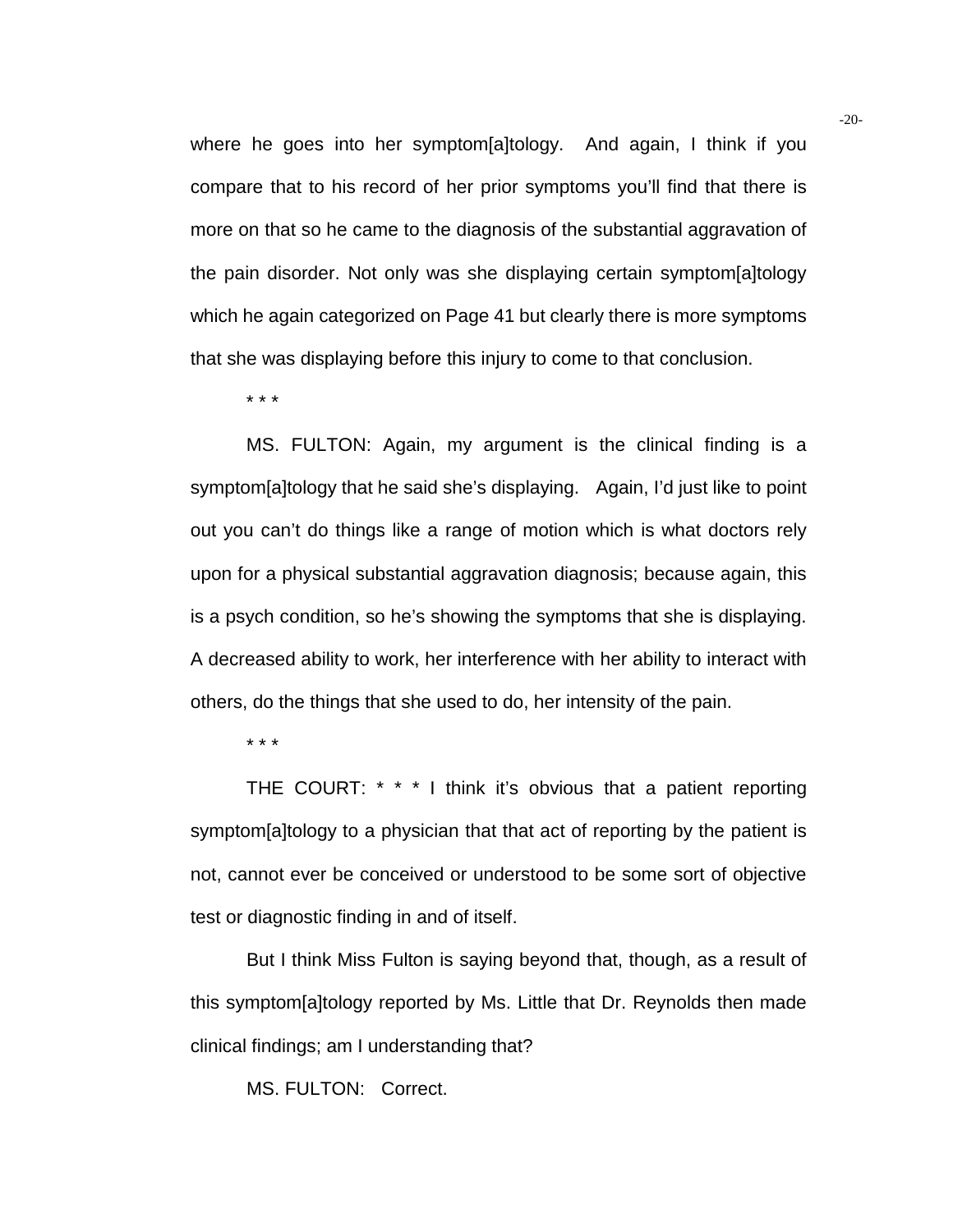where he goes into her symptom[a]tology. And again, I think if you compare that to his record of her prior symptoms you'll find that there is more on that so he came to the diagnosis of the substantial aggravation of the pain disorder. Not only was she displaying certain symptom[a]tology which he again categorized on Page 41 but clearly there is more symptoms that she was displaying before this injury to come to that conclusion.

\* \* \*

MS. FULTON: Again, my argument is the clinical finding is a symptom[a]tology that he said she's displaying. Again, I'd just like to point out you can't do things like a range of motion which is what doctors rely upon for a physical substantial aggravation diagnosis; because again, this is a psych condition, so he's showing the symptoms that she is displaying. A decreased ability to work, her interference with her ability to interact with others, do the things that she used to do, her intensity of the pain.

\* \* \*

THE COURT: \* \* \* I think it's obvious that a patient reporting symptom[a]tology to a physician that that act of reporting by the patient is not, cannot ever be conceived or understood to be some sort of objective test or diagnostic finding in and of itself.

But I think Miss Fulton is saying beyond that, though, as a result of this symptom[a]tology reported by Ms. Little that Dr. Reynolds then made clinical findings; am I understanding that?

MS. FULTON: Correct.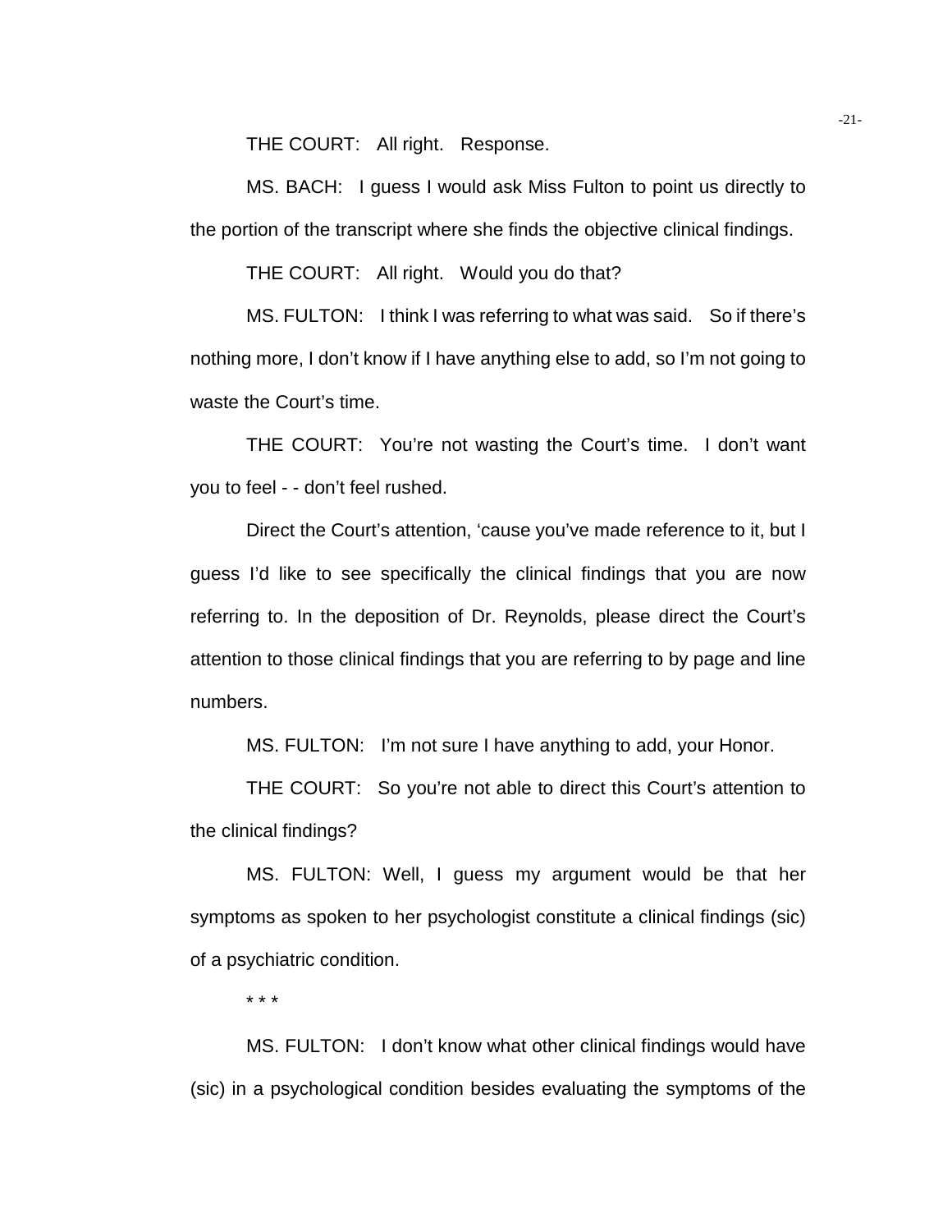THE COURT: All right. Response.

MS. BACH: I guess I would ask Miss Fulton to point us directly to the portion of the transcript where she finds the objective clinical findings.

THE COURT: All right. Would you do that?

MS. FULTON: I think I was referring to what was said. So if there's nothing more, I don't know if I have anything else to add, so I'm not going to waste the Court's time.

THE COURT: You're not wasting the Court's time. I don't want you to feel - - don't feel rushed.

Direct the Court's attention, 'cause you've made reference to it, but I guess I'd like to see specifically the clinical findings that you are now referring to. In the deposition of Dr. Reynolds, please direct the Court's attention to those clinical findings that you are referring to by page and line numbers.

MS. FULTON: I'm not sure I have anything to add, your Honor.

THE COURT: So you're not able to direct this Court's attention to the clinical findings?

MS. FULTON: Well, I guess my argument would be that her symptoms as spoken to her psychologist constitute a clinical findings (sic) of a psychiatric condition.

* * *

MS. FULTON: I don't know what other clinical findings would have (sic) in a psychological condition besides evaluating the symptoms of the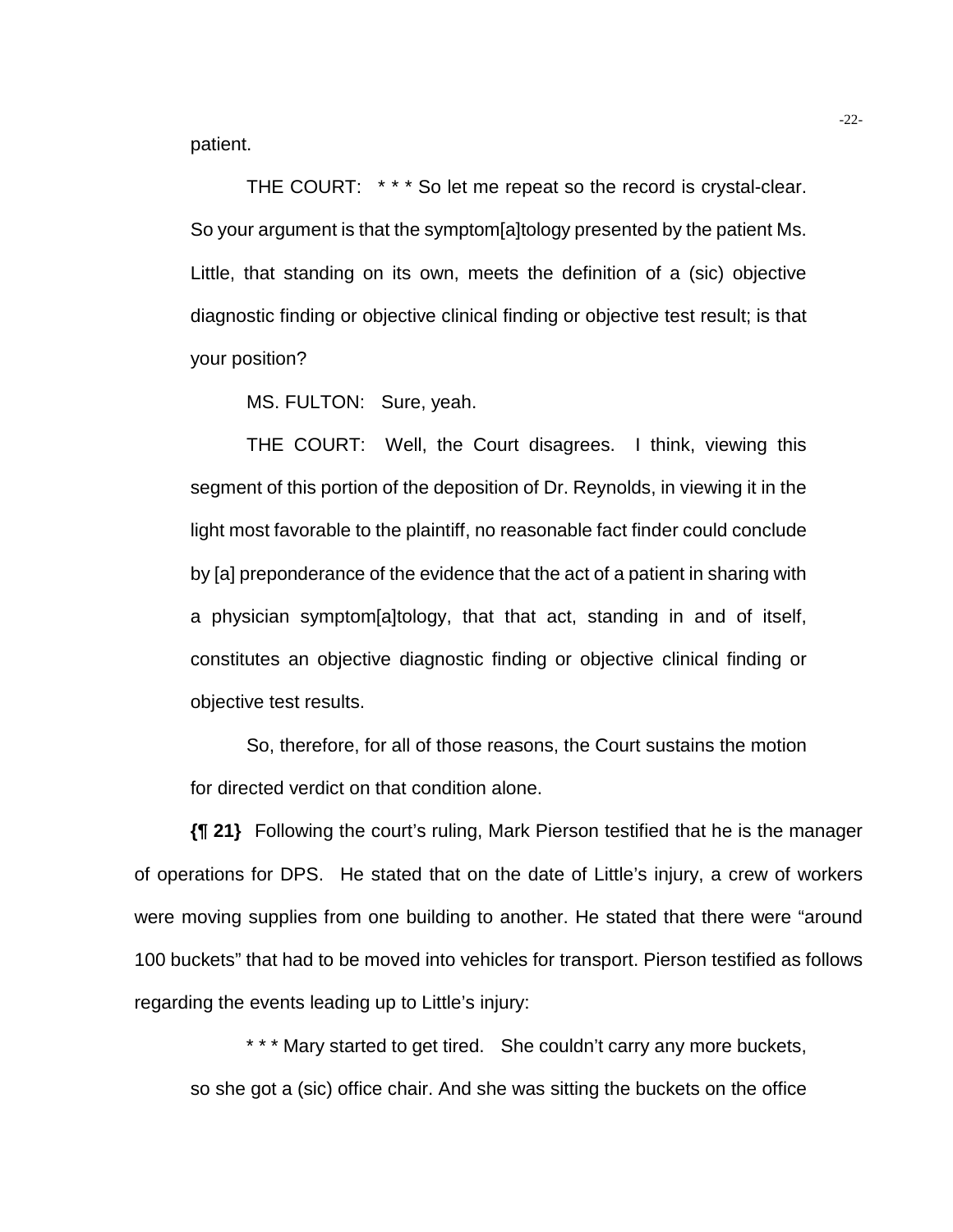patient.

> THE COURT: * * * So let me repeat so the record is crystal-clear. So your argument is that the symptom[a]tology presented by the patient Ms. Little, that standing on its own, meets the definition of a (sic) objective diagnostic finding or objective clinical finding or objective test result; is that your position?
>
> MS. FULTON: Sure, yeah.
>
> THE COURT: Well, the Court disagrees. I think, viewing this segment of this portion of the deposition of Dr. Reynolds, in viewing it in the light most favorable to the plaintiff, no reasonable fact finder could conclude by [a] preponderance of the evidence that the act of a patient in sharing with a physician symptom[a]tology, that that act, standing in and of itself, constitutes an objective diagnostic finding or objective clinical finding or objective test results.
>
> So, therefore, for all of those reasons, the Court sustains the motion for directed verdict on that condition alone.

**{¶ 21}** Following the court's ruling, Mark Pierson testified that he is the manager of operations for DPS. He stated that on the date of Little's injury, a crew of workers were moving supplies from one building to another. He stated that there were "around 100 buckets" that had to be moved into vehicles for transport. Pierson testified as follows regarding the events leading up to Little's injury:

> * * * Mary started to get tired. She couldn't carry any more buckets, so she got a (sic) office chair. And she was sitting the buckets on the office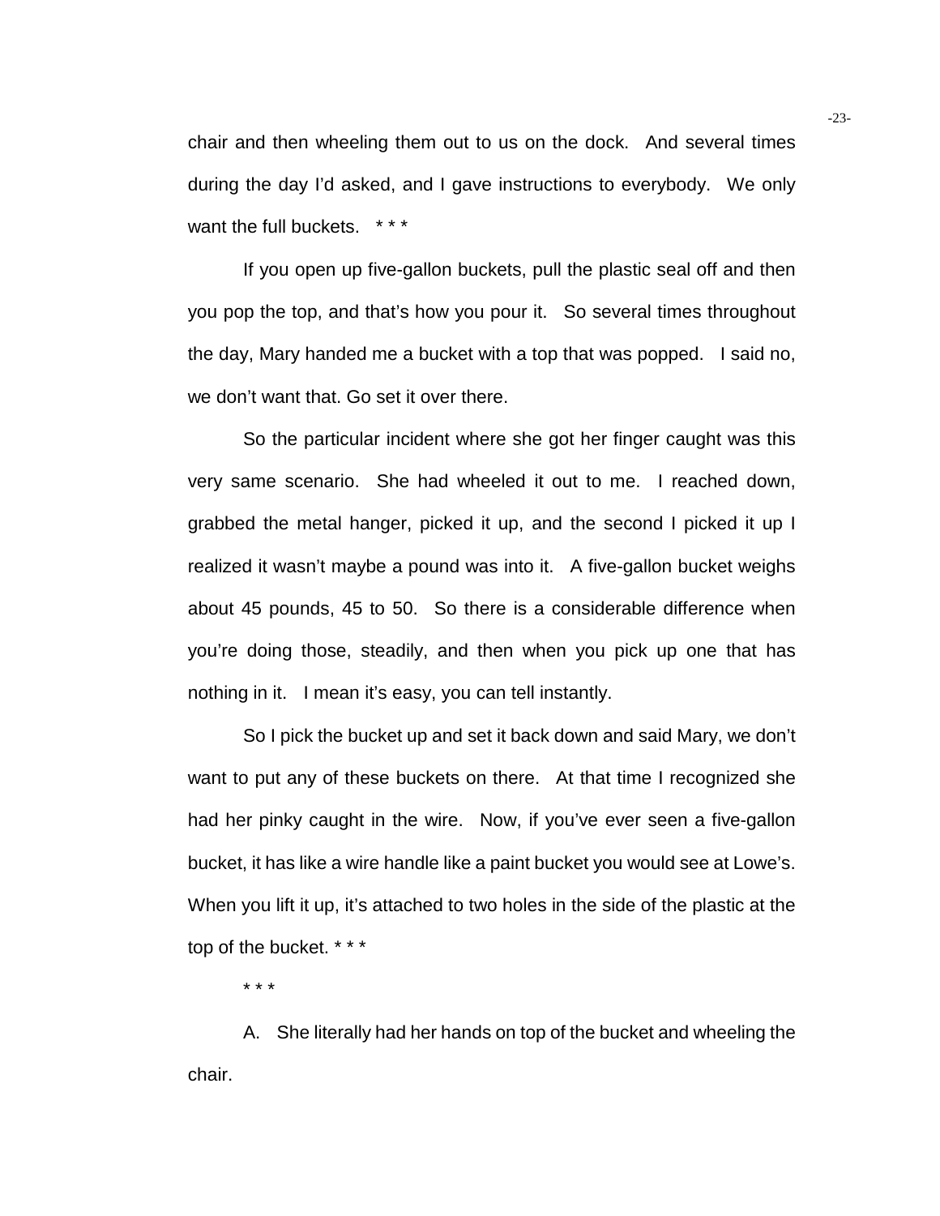chair and then wheeling them out to us on the dock. And several times during the day I'd asked, and I gave instructions to everybody. We only want the full buckets. * * *

If you open up five-gallon buckets, pull the plastic seal off and then you pop the top, and that's how you pour it. So several times throughout the day, Mary handed me a bucket with a top that was popped. I said no, we don't want that. Go set it over there.

So the particular incident where she got her finger caught was this very same scenario. She had wheeled it out to me. I reached down, grabbed the metal hanger, picked it up, and the second I picked it up I realized it wasn't maybe a pound was into it. A five-gallon bucket weighs about 45 pounds, 45 to 50. So there is a considerable difference when you're doing those, steadily, and then when you pick up one that has nothing in it. I mean it's easy, you can tell instantly.

So I pick the bucket up and set it back down and said Mary, we don't want to put any of these buckets on there. At that time I recognized she had her pinky caught in the wire. Now, if you've ever seen a five-gallon bucket, it has like a wire handle like a paint bucket you would see at Lowe's. When you lift it up, it's attached to two holes in the side of the plastic at the top of the bucket. * * *

* * *

A. She literally had her hands on top of the bucket and wheeling the chair.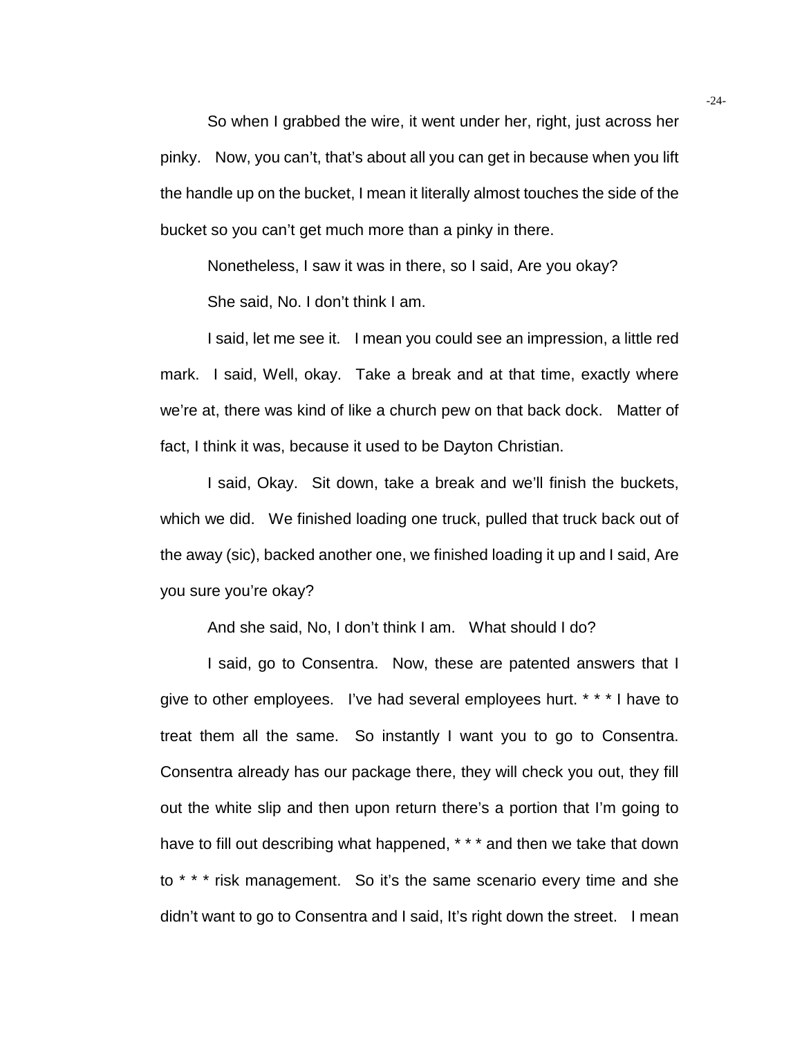So when I grabbed the wire, it went under her, right, just across her pinky. Now, you can't, that's about all you can get in because when you lift the handle up on the bucket, I mean it literally almost touches the side of the bucket so you can't get much more than a pinky in there.

Nonetheless, I saw it was in there, so I said, Are you okay?

She said, No. I don't think I am.

I said, let me see it. I mean you could see an impression, a little red mark. I said, Well, okay. Take a break and at that time, exactly where we're at, there was kind of like a church pew on that back dock. Matter of fact, I think it was, because it used to be Dayton Christian.

I said, Okay. Sit down, take a break and we'll finish the buckets, which we did. We finished loading one truck, pulled that truck back out of the away (sic), backed another one, we finished loading it up and I said, Are you sure you're okay?

And she said, No, I don't think I am. What should I do?

I said, go to Consentra. Now, these are patented answers that I give to other employees. I've had several employees hurt. * * * I have to treat them all the same. So instantly I want you to go to Consentra. Consentra already has our package there, they will check you out, they fill out the white slip and then upon return there's a portion that I'm going to have to fill out describing what happened, * * * and then we take that down to * * * risk management. So it's the same scenario every time and she didn't want to go to Consentra and I said, It's right down the street. I mean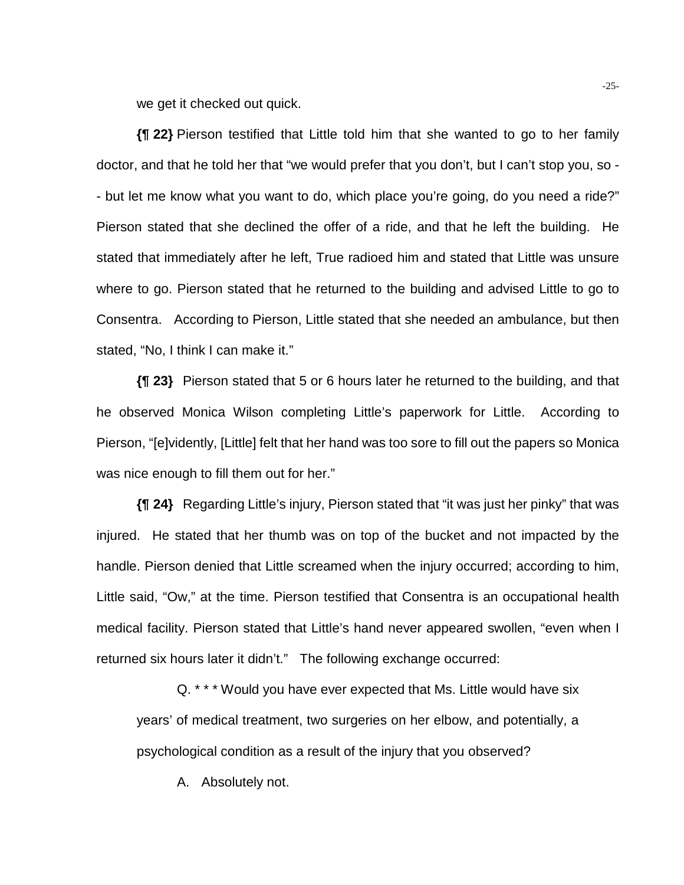we get it checked out quick.

**{¶ 22}** Pierson testified that Little told him that she wanted to go to her family doctor, and that he told her that "we would prefer that you don't, but I can't stop you, so -- but let me know what you want to do, which place you're going, do you need a ride?" Pierson stated that she declined the offer of a ride, and that he left the building. He stated that immediately after he left, True radioed him and stated that Little was unsure where to go. Pierson stated that he returned to the building and advised Little to go to Consentra. According to Pierson, Little stated that she needed an ambulance, but then stated, "No, I think I can make it."

**{¶ 23}** Pierson stated that 5 or 6 hours later he returned to the building, and that he observed Monica Wilson completing Little's paperwork for Little. According to Pierson, "[e]vidently, [Little] felt that her hand was too sore to fill out the papers so Monica was nice enough to fill them out for her."

**{¶ 24}** Regarding Little's injury, Pierson stated that "it was just her pinky" that was injured. He stated that her thumb was on top of the bucket and not impacted by the handle. Pierson denied that Little screamed when the injury occurred; according to him, Little said, "Ow," at the time. Pierson testified that Consentra is an occupational health medical facility. Pierson stated that Little's hand never appeared swollen, "even when I returned six hours later it didn't." The following exchange occurred:

> Q. * * * Would you have ever expected that Ms. Little would have six years' of medical treatment, two surgeries on her elbow, and potentially, a psychological condition as a result of the injury that you observed?
>
> A. Absolutely not.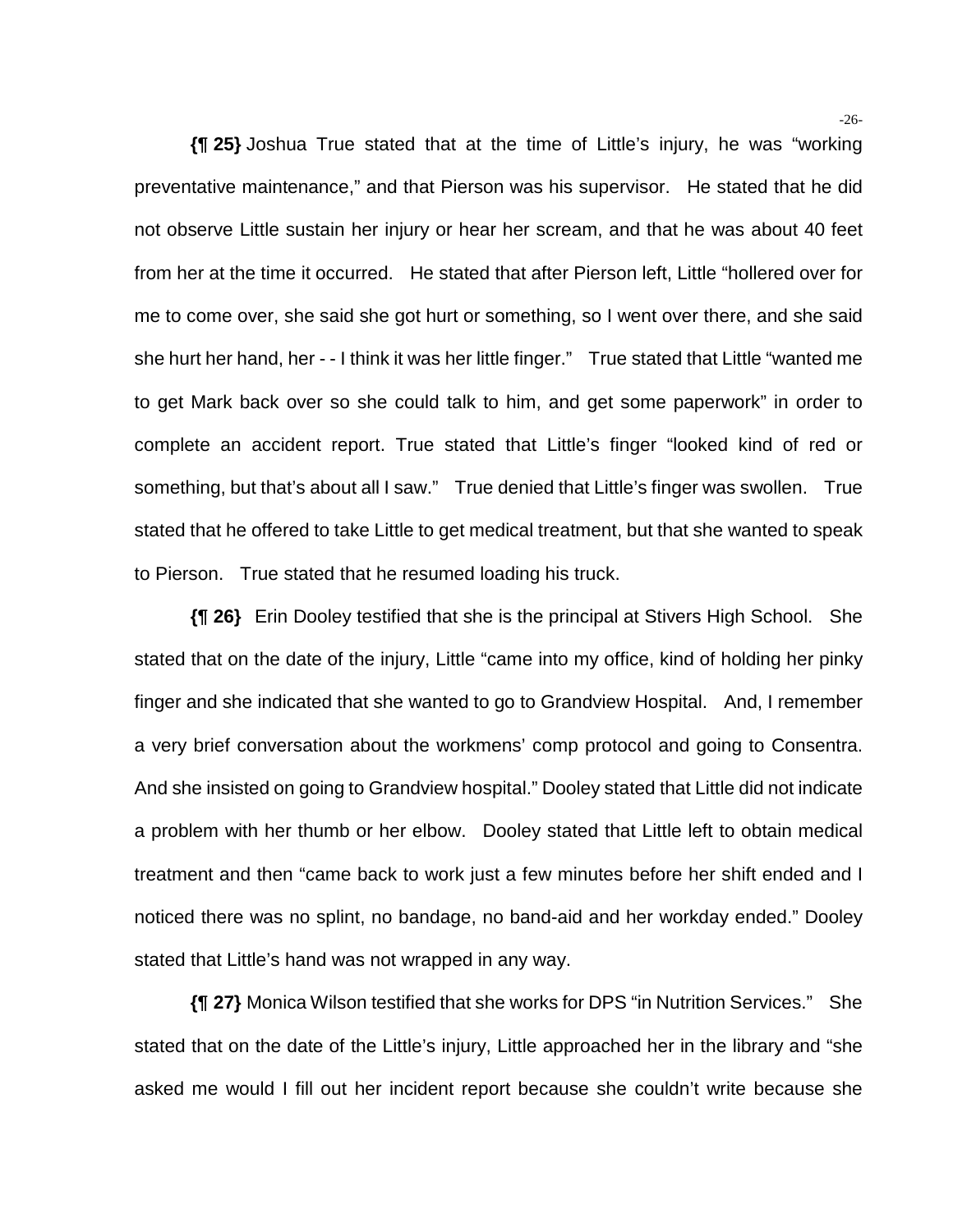**{¶ 25}** Joshua True stated that at the time of Little's injury, he was "working preventative maintenance," and that Pierson was his supervisor. He stated that he did not observe Little sustain her injury or hear her scream, and that he was about 40 feet from her at the time it occurred. He stated that after Pierson left, Little "hollered over for me to come over, she said she got hurt or something, so I went over there, and she said she hurt her hand, her - - I think it was her little finger." True stated that Little "wanted me to get Mark back over so she could talk to him, and get some paperwork" in order to complete an accident report. True stated that Little's finger "looked kind of red or something, but that's about all I saw." True denied that Little's finger was swollen. True stated that he offered to take Little to get medical treatment, but that she wanted to speak to Pierson. True stated that he resumed loading his truck.

**{¶ 26}** Erin Dooley testified that she is the principal at Stivers High School. She stated that on the date of the injury, Little "came into my office, kind of holding her pinky finger and she indicated that she wanted to go to Grandview Hospital. And, I remember a very brief conversation about the workmens' comp protocol and going to Consentra. And she insisted on going to Grandview hospital." Dooley stated that Little did not indicate a problem with her thumb or her elbow. Dooley stated that Little left to obtain medical treatment and then "came back to work just a few minutes before her shift ended and I noticed there was no splint, no bandage, no band-aid and her workday ended." Dooley stated that Little's hand was not wrapped in any way.

**{¶ 27}** Monica Wilson testified that she works for DPS "in Nutrition Services." She stated that on the date of the Little's injury, Little approached her in the library and "she asked me would I fill out her incident report because she couldn't write because she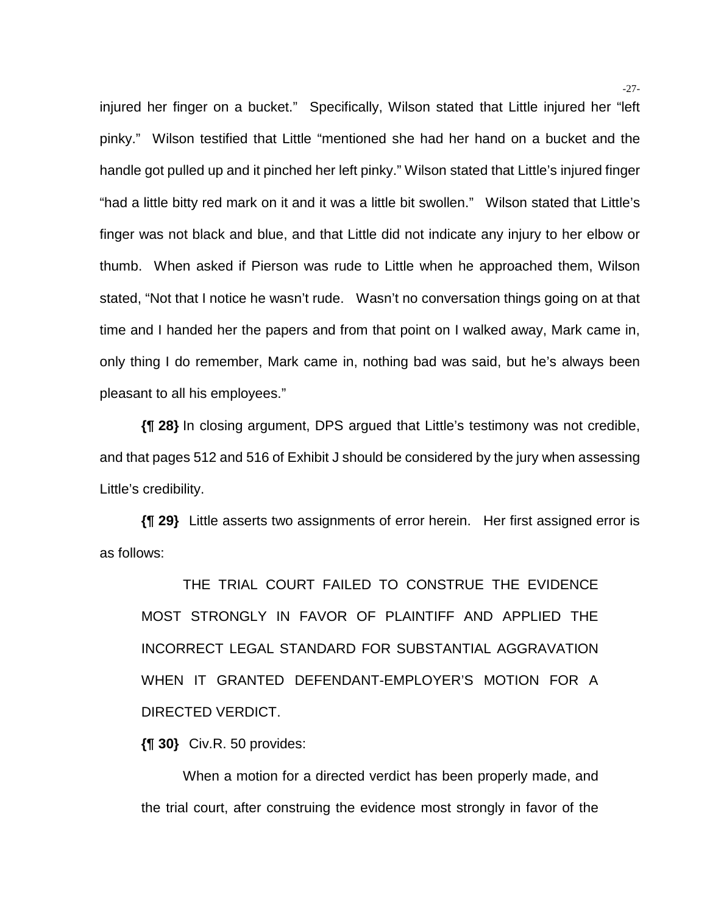injured her finger on a bucket." Specifically, Wilson stated that Little injured her "left pinky." Wilson testified that Little "mentioned she had her hand on a bucket and the handle got pulled up and it pinched her left pinky." Wilson stated that Little's injured finger "had a little bitty red mark on it and it was a little bit swollen." Wilson stated that Little's finger was not black and blue, and that Little did not indicate any injury to her elbow or thumb. When asked if Pierson was rude to Little when he approached them, Wilson stated, "Not that I notice he wasn't rude. Wasn't no conversation things going on at that time and I handed her the papers and from that point on I walked away, Mark came in, only thing I do remember, Mark came in, nothing bad was said, but he's always been pleasant to all his employees."

**{¶ 28}** In closing argument, DPS argued that Little's testimony was not credible, and that pages 512 and 516 of Exhibit J should be considered by the jury when assessing Little's credibility.

**{¶ 29}** Little asserts two assignments of error herein. Her first assigned error is as follows:

> THE TRIAL COURT FAILED TO CONSTRUE THE EVIDENCE MOST STRONGLY IN FAVOR OF PLAINTIFF AND APPLIED THE INCORRECT LEGAL STANDARD FOR SUBSTANTIAL AGGRAVATION WHEN IT GRANTED DEFENDANT-EMPLOYER'S MOTION FOR A DIRECTED VERDICT.

**{¶ 30}** Civ.R. 50 provides:

> When a motion for a directed verdict has been properly made, and the trial court, after construing the evidence most strongly in favor of the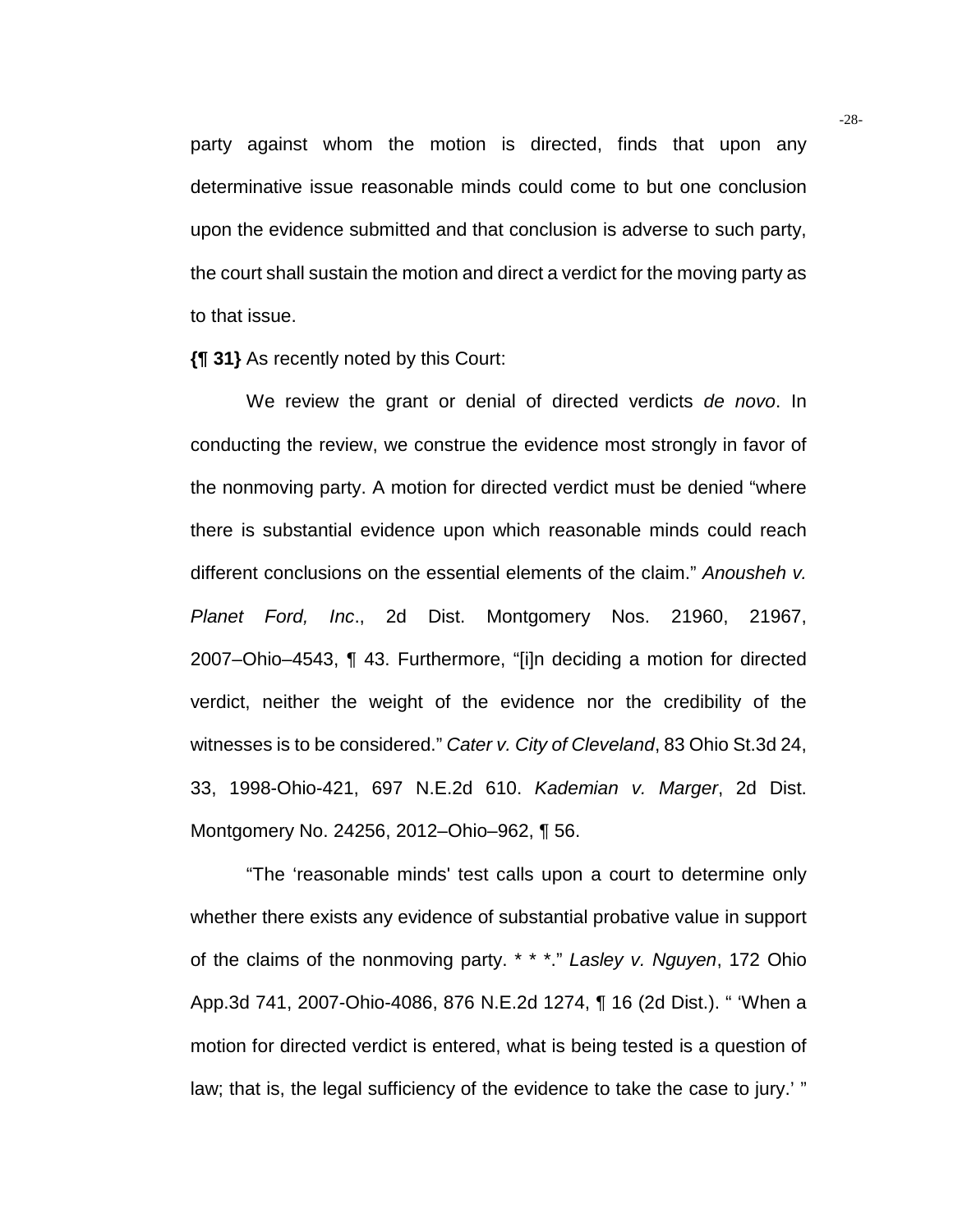party against whom the motion is directed, finds that upon any determinative issue reasonable minds could come to but one conclusion upon the evidence submitted and that conclusion is adverse to such party, the court shall sustain the motion and direct a verdict for the moving party as to that issue.

**{¶ 31}** As recently noted by this Court:

> We review the grant or denial of directed verdicts *de novo*. In conducting the review, we construe the evidence most strongly in favor of the nonmoving party. A motion for directed verdict must be denied "where there is substantial evidence upon which reasonable minds could reach different conclusions on the essential elements of the claim." *Anousheh v. Planet Ford, Inc*., 2d Dist. Montgomery Nos. 21960, 21967, 2007–Ohio–4543, ¶ 43. Furthermore, "[i]n deciding a motion for directed verdict, neither the weight of the evidence nor the credibility of the witnesses is to be considered." *Cater v. City of Cleveland*, 83 Ohio St.3d 24, 33, 1998-Ohio-421, 697 N.E.2d 610. *Kademian v. Marger*, 2d Dist. Montgomery No. 24256, 2012–Ohio–962, ¶ 56.
>
> "The 'reasonable minds' test calls upon a court to determine only whether there exists any evidence of substantial probative value in support of the claims of the nonmoving party. * * *." *Lasley v. Nguyen*, 172 Ohio App.3d 741, 2007-Ohio-4086, 876 N.E.2d 1274, ¶ 16 (2d Dist.). " 'When a motion for directed verdict is entered, what is being tested is a question of law; that is, the legal sufficiency of the evidence to take the case to jury.' "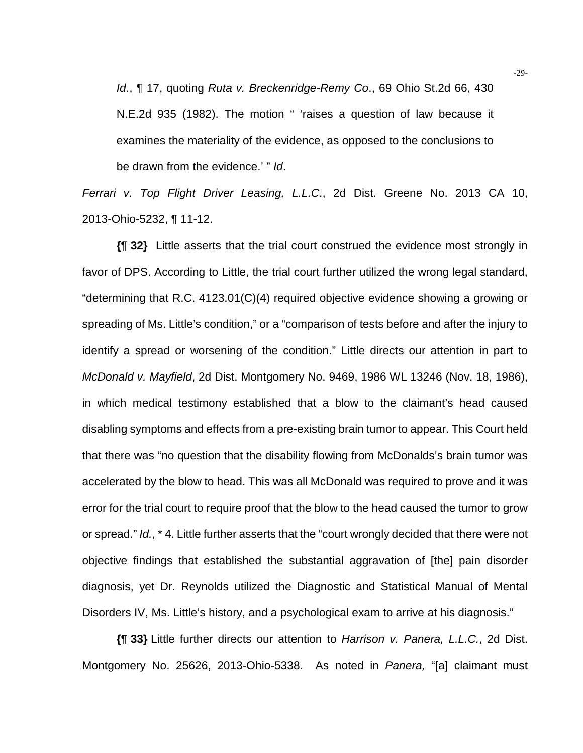> *Id*., ¶ 17, quoting *Ruta v. Breckenridge-Remy Co*., 69 Ohio St.2d 66, 430 N.E.2d 935 (1982). The motion " 'raises a question of law because it examines the materiality of the evidence, as opposed to the conclusions to be drawn from the evidence.' " *Id*.

*Ferrari v. Top Flight Driver Leasing, L.L.C*., 2d Dist. Greene No. 2013 CA 10, 2013-Ohio-5232, ¶ 11-12.

**{¶ 32}** Little asserts that the trial court construed the evidence most strongly in favor of DPS. According to Little, the trial court further utilized the wrong legal standard, "determining that R.C. 4123.01(C)(4) required objective evidence showing a growing or spreading of Ms. Little's condition," or a "comparison of tests before and after the injury to identify a spread or worsening of the condition." Little directs our attention in part to *McDonald v. Mayfield*, 2d Dist. Montgomery No. 9469, 1986 WL 13246 (Nov. 18, 1986), in which medical testimony established that a blow to the claimant's head caused disabling symptoms and effects from a pre-existing brain tumor to appear. This Court held that there was "no question that the disability flowing from McDonalds's brain tumor was accelerated by the blow to head. This was all McDonald was required to prove and it was error for the trial court to require proof that the blow to the head caused the tumor to grow or spread." *Id.*, * 4. Little further asserts that the "court wrongly decided that there were not objective findings that established the substantial aggravation of [the] pain disorder diagnosis, yet Dr. Reynolds utilized the Diagnostic and Statistical Manual of Mental Disorders IV, Ms. Little's history, and a psychological exam to arrive at his diagnosis."

**{¶ 33}** Little further directs our attention to *Harrison v. Panera, L.L.C.*, 2d Dist. Montgomery No. 25626, 2013-Ohio-5338. As noted in *Panera,* "[a] claimant must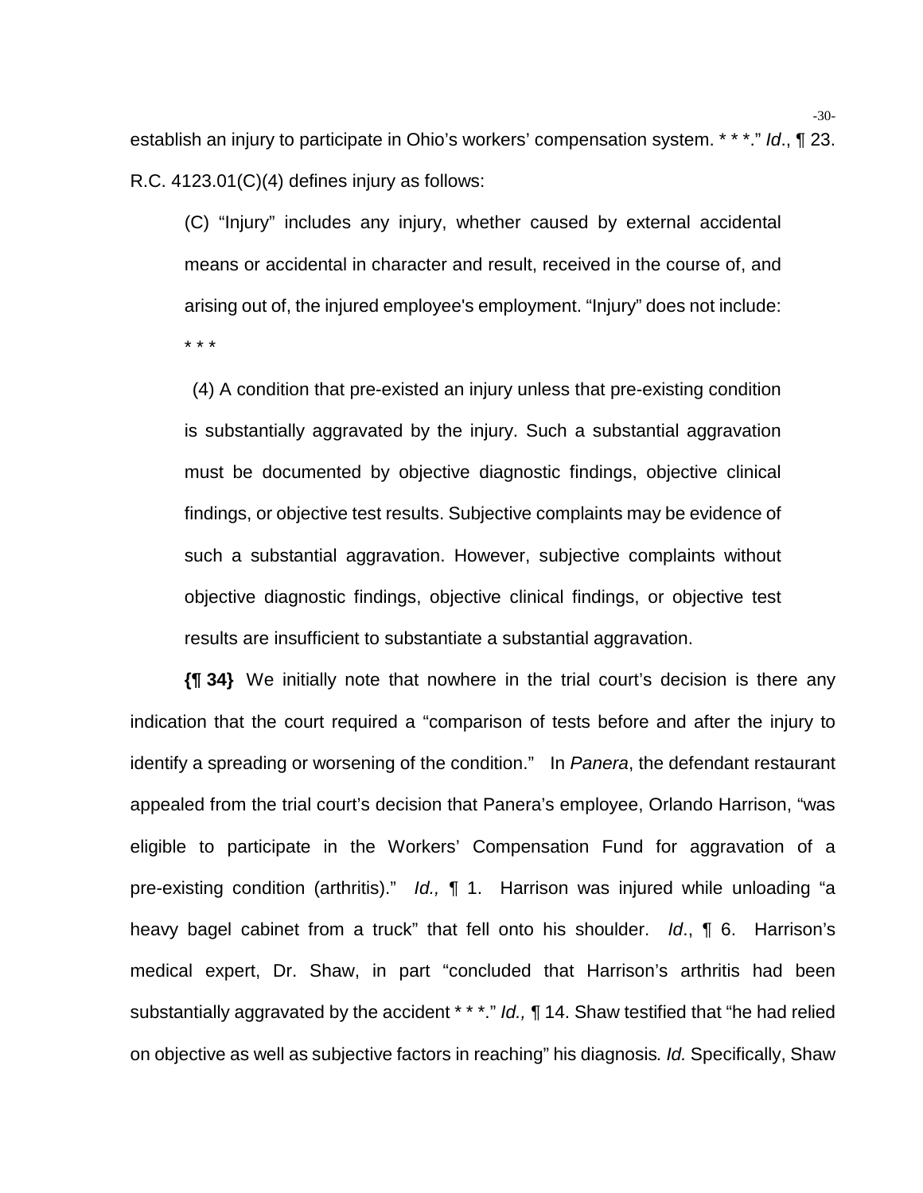establish an injury to participate in Ohio's workers' compensation system. * * *." *Id*., ¶ 23. R.C. 4123.01(C)(4) defines injury as follows:

> (C) "Injury" includes any injury, whether caused by external accidental means or accidental in character and result, received in the course of, and arising out of, the injured employee's employment. "Injury" does not include: * * *
>
> (4) A condition that pre-existed an injury unless that pre-existing condition is substantially aggravated by the injury. Such a substantial aggravation must be documented by objective diagnostic findings, objective clinical findings, or objective test results. Subjective complaints may be evidence of such a substantial aggravation. However, subjective complaints without objective diagnostic findings, objective clinical findings, or objective test results are insufficient to substantiate a substantial aggravation.

**{¶ 34}** We initially note that nowhere in the trial court's decision is there any indication that the court required a "comparison of tests before and after the injury to identify a spreading or worsening of the condition." In *Panera*, the defendant restaurant appealed from the trial court's decision that Panera's employee, Orlando Harrison, "was eligible to participate in the Workers' Compensation Fund for aggravation of a pre-existing condition (arthritis)." *Id.,* ¶ 1. Harrison was injured while unloading "a heavy bagel cabinet from a truck" that fell onto his shoulder. *Id*., ¶ 6. Harrison's medical expert, Dr. Shaw, in part "concluded that Harrison's arthritis had been substantially aggravated by the accident * * *." *Id.,* ¶ 14. Shaw testified that "he had relied on objective as well as subjective factors in reaching" his diagnosis*. Id.* Specifically, Shaw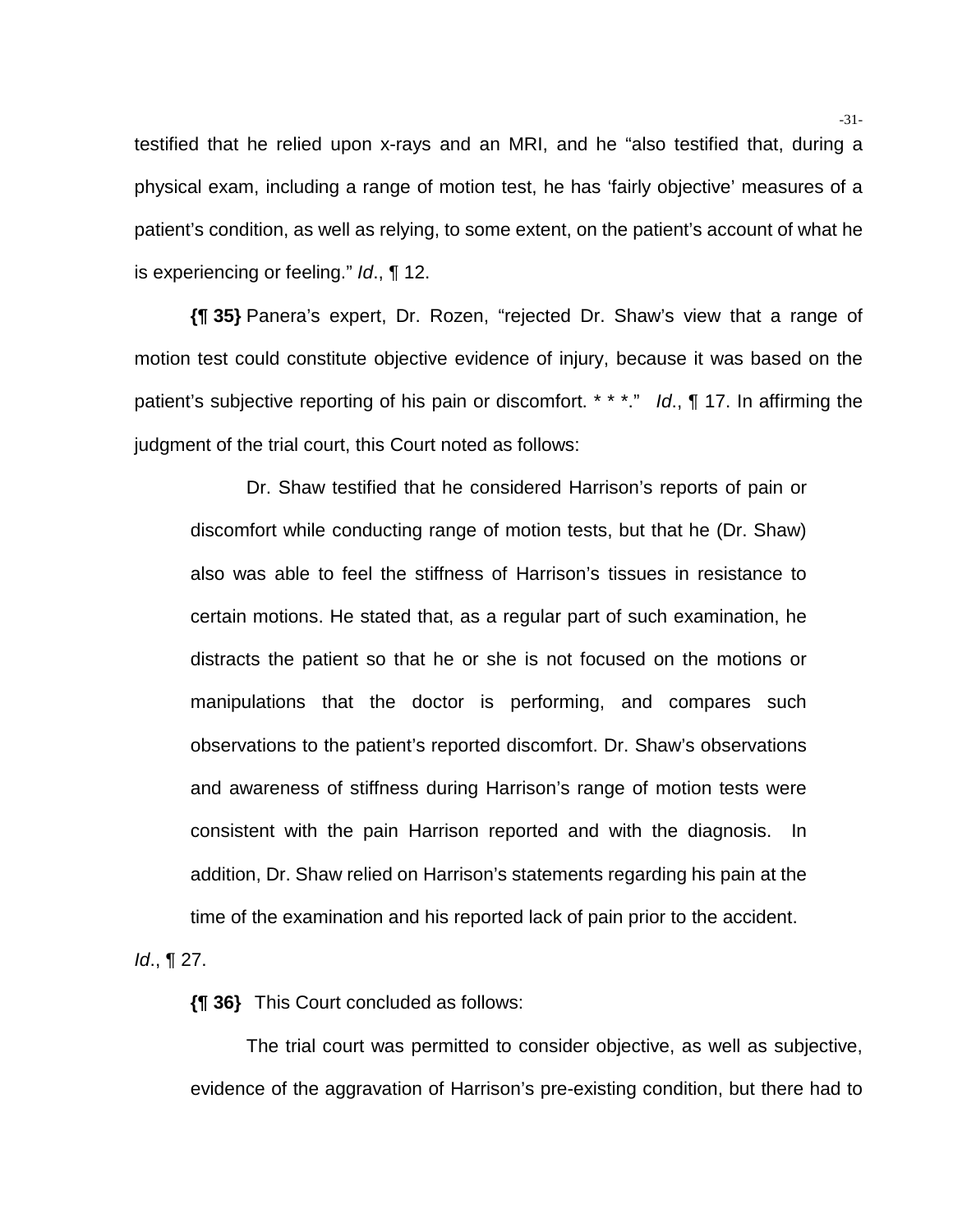testified that he relied upon x-rays and an MRI, and he "also testified that, during a physical exam, including a range of motion test, he has 'fairly objective' measures of a patient's condition, as well as relying, to some extent, on the patient's account of what he is experiencing or feeling." *Id*., ¶ 12.

**{¶ 35}** Panera's expert, Dr. Rozen, "rejected Dr. Shaw's view that a range of motion test could constitute objective evidence of injury, because it was based on the patient's subjective reporting of his pain or discomfort. * * *." *Id*., ¶ 17. In affirming the judgment of the trial court, this Court noted as follows:

> Dr. Shaw testified that he considered Harrison's reports of pain or discomfort while conducting range of motion tests, but that he (Dr. Shaw) also was able to feel the stiffness of Harrison's tissues in resistance to certain motions. He stated that, as a regular part of such examination, he distracts the patient so that he or she is not focused on the motions or manipulations that the doctor is performing, and compares such observations to the patient's reported discomfort. Dr. Shaw's observations and awareness of stiffness during Harrison's range of motion tests were consistent with the pain Harrison reported and with the diagnosis. In addition, Dr. Shaw relied on Harrison's statements regarding his pain at the time of the examination and his reported lack of pain prior to the accident.

*Id*., ¶ 27.

**{¶ 36}** This Court concluded as follows:

> The trial court was permitted to consider objective, as well as subjective, evidence of the aggravation of Harrison's pre-existing condition, but there had to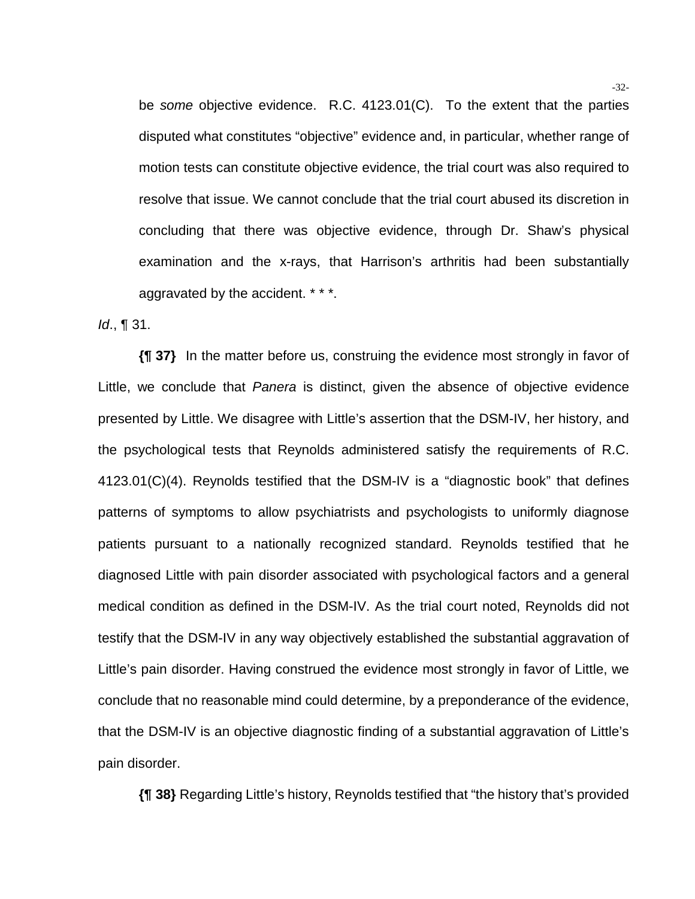> be *some* objective evidence. R.C. 4123.01(C). To the extent that the parties disputed what constitutes "objective" evidence and, in particular, whether range of motion tests can constitute objective evidence, the trial court was also required to resolve that issue. We cannot conclude that the trial court abused its discretion in concluding that there was objective evidence, through Dr. Shaw's physical examination and the x-rays, that Harrison's arthritis had been substantially aggravated by the accident. * * *.

*Id*., ¶ 31.

**{¶ 37}** In the matter before us, construing the evidence most strongly in favor of Little, we conclude that *Panera* is distinct, given the absence of objective evidence presented by Little. We disagree with Little's assertion that the DSM-IV, her history, and the psychological tests that Reynolds administered satisfy the requirements of R.C. 4123.01(C)(4). Reynolds testified that the DSM-IV is a "diagnostic book" that defines patterns of symptoms to allow psychiatrists and psychologists to uniformly diagnose patients pursuant to a nationally recognized standard. Reynolds testified that he diagnosed Little with pain disorder associated with psychological factors and a general medical condition as defined in the DSM-IV. As the trial court noted, Reynolds did not testify that the DSM-IV in any way objectively established the substantial aggravation of Little's pain disorder. Having construed the evidence most strongly in favor of Little, we conclude that no reasonable mind could determine, by a preponderance of the evidence, that the DSM-IV is an objective diagnostic finding of a substantial aggravation of Little's pain disorder.

**{¶ 38}** Regarding Little's history, Reynolds testified that "the history that's provided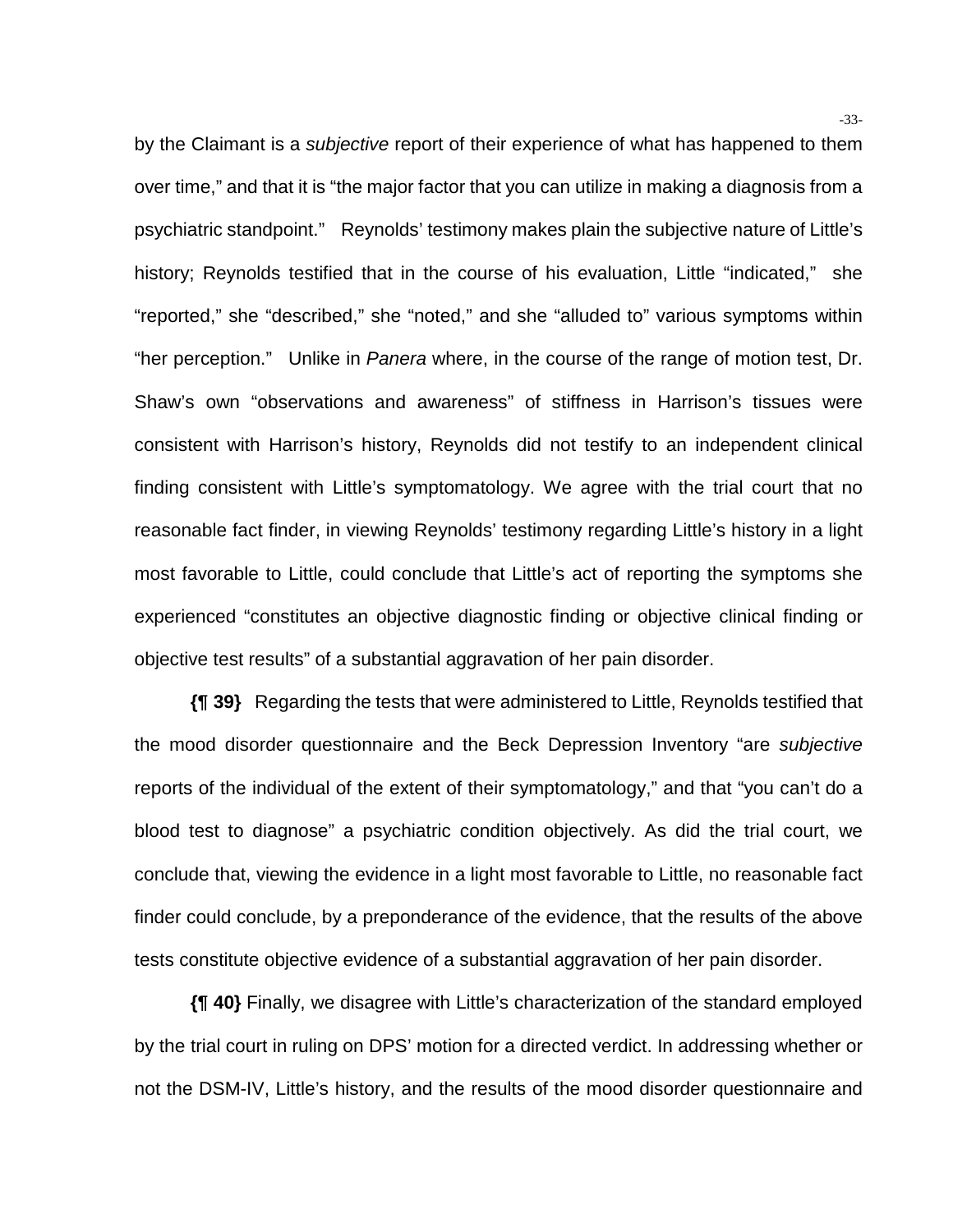by the Claimant is a *subjective* report of their experience of what has happened to them over time," and that it is "the major factor that you can utilize in making a diagnosis from a psychiatric standpoint." Reynolds' testimony makes plain the subjective nature of Little's history; Reynolds testified that in the course of his evaluation, Little "indicated," she "reported," she "described," she "noted," and she "alluded to" various symptoms within "her perception." Unlike in *Panera* where, in the course of the range of motion test, Dr. Shaw's own "observations and awareness" of stiffness in Harrison's tissues were consistent with Harrison's history, Reynolds did not testify to an independent clinical finding consistent with Little's symptomatology. We agree with the trial court that no reasonable fact finder, in viewing Reynolds' testimony regarding Little's history in a light most favorable to Little, could conclude that Little's act of reporting the symptoms she experienced "constitutes an objective diagnostic finding or objective clinical finding or objective test results" of a substantial aggravation of her pain disorder.

**{¶ 39}** Regarding the tests that were administered to Little, Reynolds testified that the mood disorder questionnaire and the Beck Depression Inventory "are *subjective* reports of the individual of the extent of their symptomatology," and that "you can't do a blood test to diagnose" a psychiatric condition objectively. As did the trial court, we conclude that, viewing the evidence in a light most favorable to Little, no reasonable fact finder could conclude, by a preponderance of the evidence, that the results of the above tests constitute objective evidence of a substantial aggravation of her pain disorder.

**{¶ 40}** Finally, we disagree with Little's characterization of the standard employed by the trial court in ruling on DPS' motion for a directed verdict. In addressing whether or not the DSM-IV, Little's history, and the results of the mood disorder questionnaire and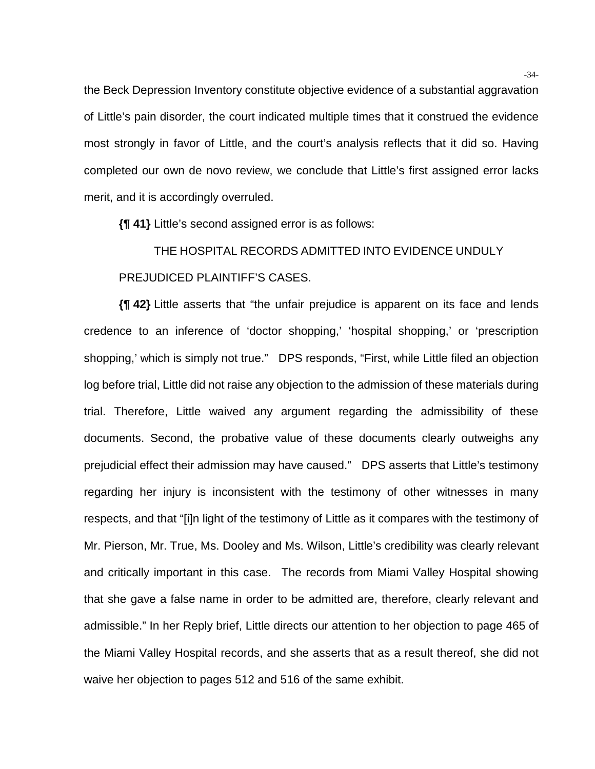the Beck Depression Inventory constitute objective evidence of a substantial aggravation of Little's pain disorder, the court indicated multiple times that it construed the evidence most strongly in favor of Little, and the court's analysis reflects that it did so. Having completed our own de novo review, we conclude that Little's first assigned error lacks merit, and it is accordingly overruled.

**{¶ 41}** Little's second assigned error is as follows:

> THE HOSPITAL RECORDS ADMITTED INTO EVIDENCE UNDULY PREJUDICED PLAINTIFF'S CASES.

**{¶ 42}** Little asserts that "the unfair prejudice is apparent on its face and lends credence to an inference of 'doctor shopping,' 'hospital shopping,' or 'prescription shopping,' which is simply not true." DPS responds, "First, while Little filed an objection log before trial, Little did not raise any objection to the admission of these materials during trial. Therefore, Little waived any argument regarding the admissibility of these documents. Second, the probative value of these documents clearly outweighs any prejudicial effect their admission may have caused." DPS asserts that Little's testimony regarding her injury is inconsistent with the testimony of other witnesses in many respects, and that "[i]n light of the testimony of Little as it compares with the testimony of Mr. Pierson, Mr. True, Ms. Dooley and Ms. Wilson, Little's credibility was clearly relevant and critically important in this case. The records from Miami Valley Hospital showing that she gave a false name in order to be admitted are, therefore, clearly relevant and admissible." In her Reply brief, Little directs our attention to her objection to page 465 of the Miami Valley Hospital records, and she asserts that as a result thereof, she did not waive her objection to pages 512 and 516 of the same exhibit.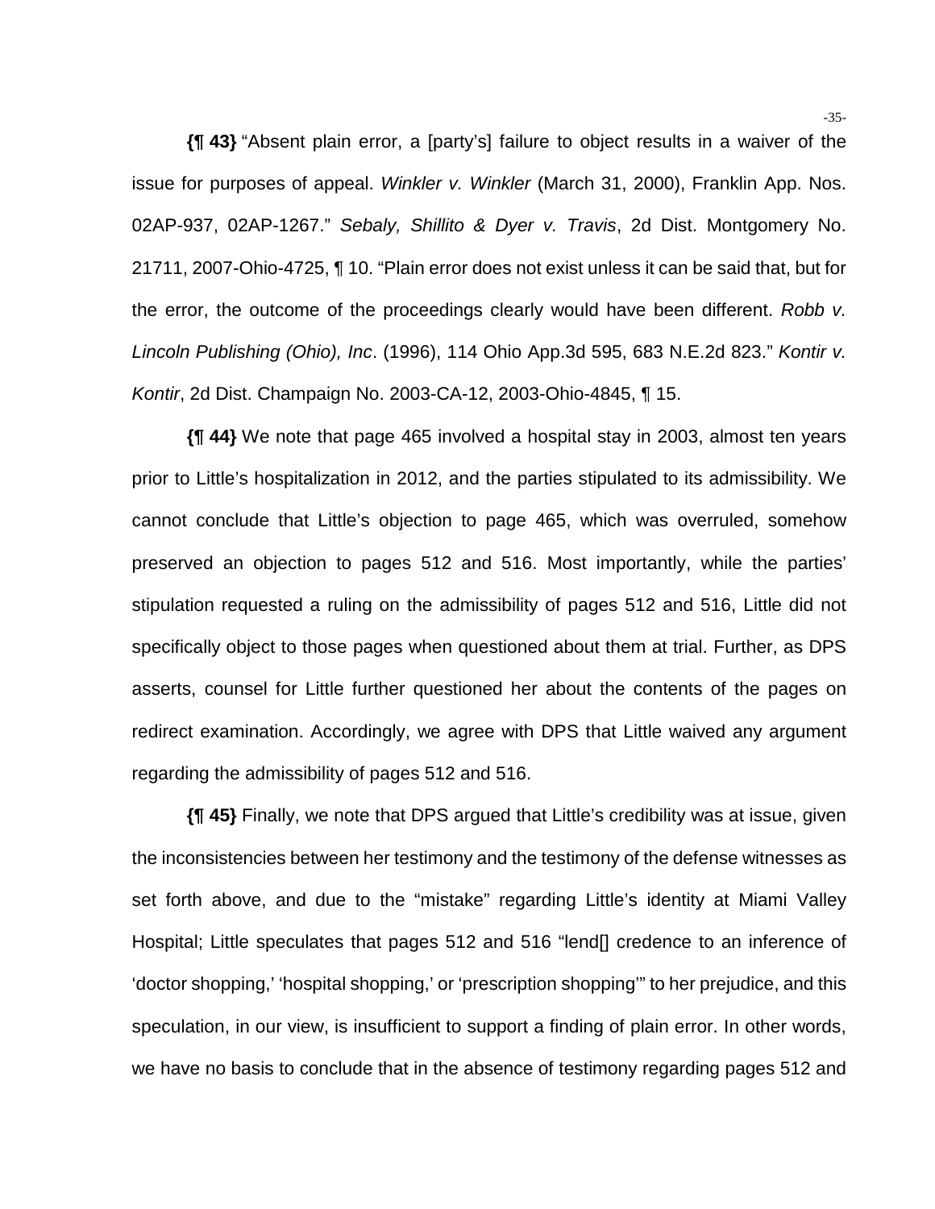**{¶ 43}** "Absent plain error, a [party's] failure to object results in a waiver of the issue for purposes of appeal. *Winkler v. Winkler* (March 31, 2000), Franklin App. Nos. 02AP-937, 02AP-1267." *Sebaly, Shillito & Dyer v. Travis*, 2d Dist. Montgomery No. 21711, 2007-Ohio-4725, ¶ 10. "Plain error does not exist unless it can be said that, but for the error, the outcome of the proceedings clearly would have been different. *Robb v. Lincoln Publishing (Ohio), Inc*. (1996), 114 Ohio App.3d 595, 683 N.E.2d 823." *Kontir v. Kontir*, 2d Dist. Champaign No. 2003-CA-12, 2003-Ohio-4845, ¶ 15.

**{¶ 44}** We note that page 465 involved a hospital stay in 2003, almost ten years prior to Little's hospitalization in 2012, and the parties stipulated to its admissibility. We cannot conclude that Little's objection to page 465, which was overruled, somehow preserved an objection to pages 512 and 516. Most importantly, while the parties' stipulation requested a ruling on the admissibility of pages 512 and 516, Little did not specifically object to those pages when questioned about them at trial. Further, as DPS asserts, counsel for Little further questioned her about the contents of the pages on redirect examination. Accordingly, we agree with DPS that Little waived any argument regarding the admissibility of pages 512 and 516.

**{¶ 45}** Finally, we note that DPS argued that Little's credibility was at issue, given the inconsistencies between her testimony and the testimony of the defense witnesses as set forth above, and due to the "mistake" regarding Little's identity at Miami Valley Hospital; Little speculates that pages 512 and 516 "lend[] credence to an inference of 'doctor shopping,' 'hospital shopping,' or 'prescription shopping'" to her prejudice, and this speculation, in our view, is insufficient to support a finding of plain error. In other words, we have no basis to conclude that in the absence of testimony regarding pages 512 and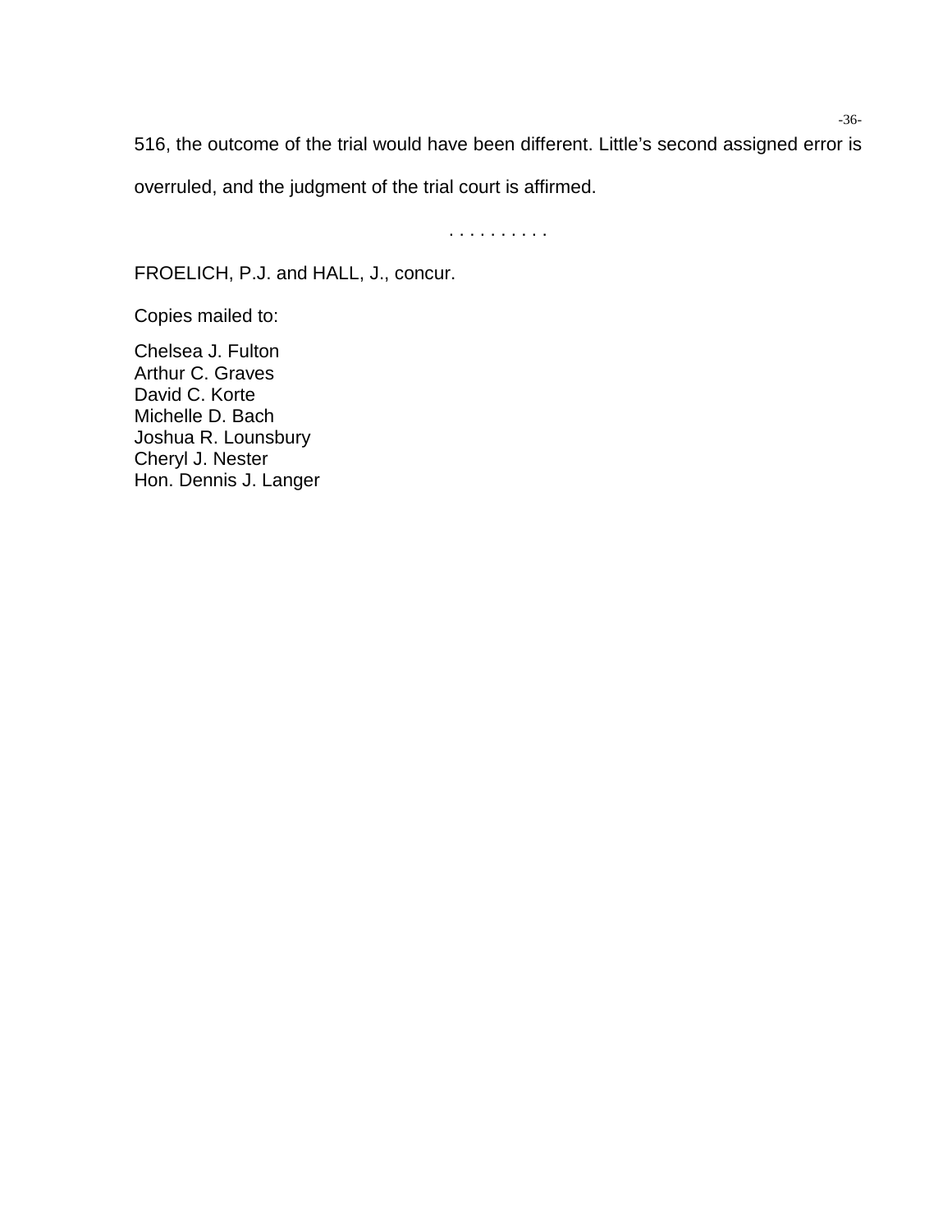516, the outcome of the trial would have been different. Little's second assigned error is overruled, and the judgment of the trial court is affirmed.

. . . . . . . . . .

FROELICH, P.J. and HALL, J., concur.

Copies mailed to:

Chelsea J. Fulton
Arthur C. Graves
David C. Korte
Michelle D. Bach
Joshua R. Lounsbury
Cheryl J. Nester
Hon. Dennis J. Langer